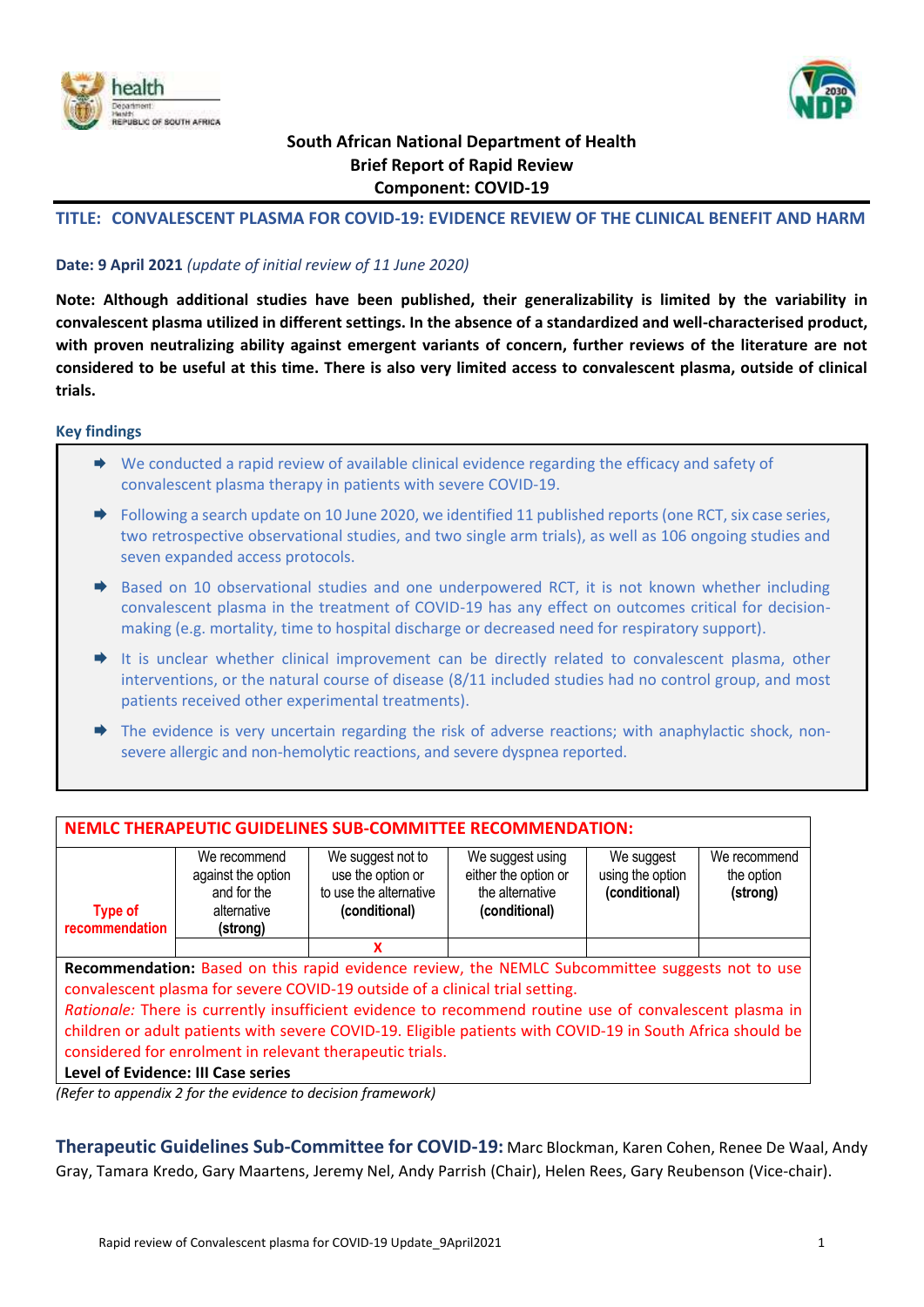**South African National Department of Health**
**Brief Report of Rapid Review**
**Component: COVID-19**

## TITLE: CONVALESCENT PLASMA FOR COVID-19: EVIDENCE REVIEW OF THE CLINICAL BENEFIT AND HARM

**Date: 9 April 2021** *(update of initial review of 11 June 2020)*

**Note: Although additional studies have been published, their generalizability is limited by the variability in convalescent plasma utilized in different settings. In the absence of a standardized and well-characterised product, with proven neutralizing ability against emergent variants of concern, further reviews of the literature are not considered to be useful at this time. There is also very limited access to convalescent plasma, outside of clinical trials.**

### Key findings

- We conducted a rapid review of available clinical evidence regarding the efficacy and safety of convalescent plasma therapy in patients with severe COVID-19.
- Following a search update on 10 June 2020, we identified 11 published reports (one RCT, six case series, two retrospective observational studies, and two single arm trials), as well as 106 ongoing studies and seven expanded access protocols.
- Based on 10 observational studies and one underpowered RCT, it is not known whether including convalescent plasma in the treatment of COVID-19 has any effect on outcomes critical for decision-making (e.g. mortality, time to hospital discharge or decreased need for respiratory support).
- It is unclear whether clinical improvement can be directly related to convalescent plasma, other interventions, or the natural course of disease (8/11 included studies had no control group, and most patients received other experimental treatments).
- The evidence is very uncertain regarding the risk of adverse reactions; with anaphylactic shock, non-severe allergic and non-hemolytic reactions, and severe dyspnea reported.

| NEMLC THERAPEUTIC GUIDELINES SUB-COMMITTEE RECOMMENDATION: | | | | | |
|---|---|---|---|---|---|
| Type of recommendation | We recommend against the option and for the alternative **(strong)** | We suggest not to use the option or to use the alternative **(conditional)** | We suggest using either the option or the alternative **(conditional)** | We suggest using the option **(conditional)** | We recommend the option **(strong)** |
| | | X | | | |

**Recommendation:** Based on this rapid evidence review, the NEMLC Subcommittee suggests not to use convalescent plasma for severe COVID-19 outside of a clinical trial setting.

*Rationale:* There is currently insufficient evidence to recommend routine use of convalescent plasma in children or adult patients with severe COVID-19. Eligible patients with COVID-19 in South Africa should be considered for enrolment in relevant therapeutic trials.

**Level of Evidence: III Case series**

*(Refer to appendix 2 for the evidence to decision framework)*

**Therapeutic Guidelines Sub-Committee for COVID-19:** Marc Blockman, Karen Cohen, Renee De Waal, Andy Gray, Tamara Kredo, Gary Maartens, Jeremy Nel, Andy Parrish (Chair), Helen Rees, Gary Reubenson (Vice-chair).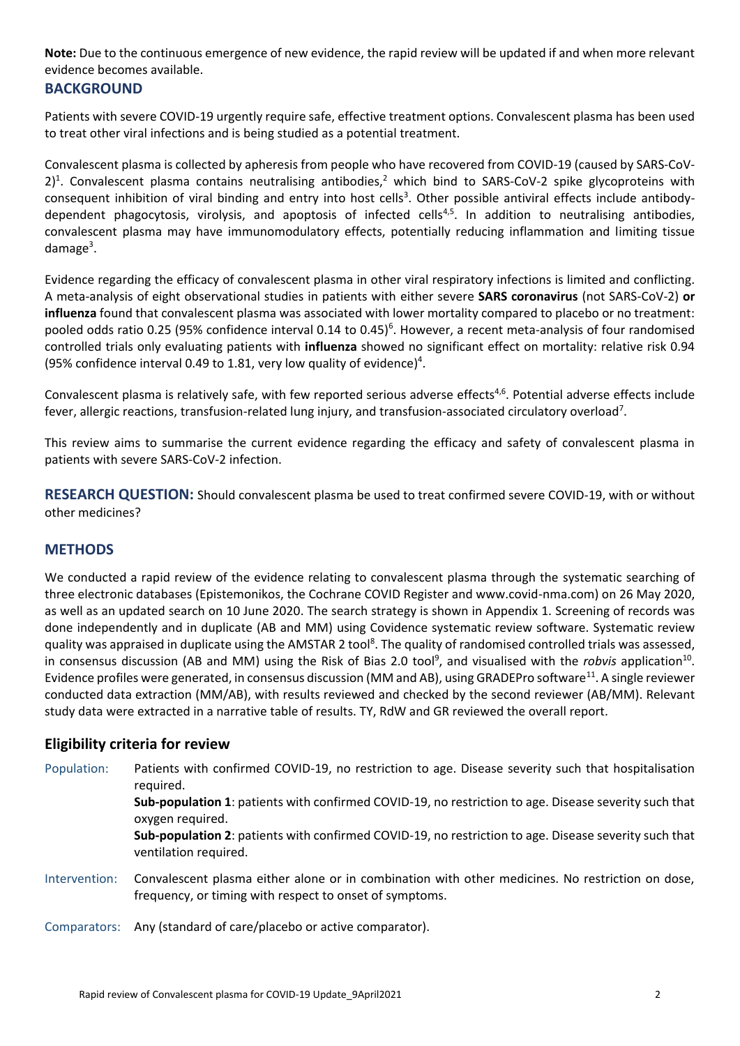**Note:** Due to the continuous emergence of new evidence, the rapid review will be updated if and when more relevant evidence becomes available.

## BACKGROUND

Patients with severe COVID-19 urgently require safe, effective treatment options. Convalescent plasma has been used to treat other viral infections and is being studied as a potential treatment.

Convalescent plasma is collected by apheresis from people who have recovered from COVID-19 (caused by SARS-CoV-2)[1]. Convalescent plasma contains neutralising antibodies,[2] which bind to SARS-CoV-2 spike glycoproteins with consequent inhibition of viral binding and entry into host cells[3]. Other possible antiviral effects include antibody-dependent phagocytosis, virolysis, and apoptosis of infected cells[4,5]. In addition to neutralising antibodies, convalescent plasma may have immunomodulatory effects, potentially reducing inflammation and limiting tissue damage[3].

Evidence regarding the efficacy of convalescent plasma in other viral respiratory infections is limited and conflicting. A meta-analysis of eight observational studies in patients with either severe **SARS coronavirus** (not SARS-CoV-2) **or influenza** found that convalescent plasma was associated with lower mortality compared to placebo or no treatment: pooled odds ratio 0.25 (95% confidence interval 0.14 to 0.45)[6]. However, a recent meta-analysis of four randomised controlled trials only evaluating patients with **influenza** showed no significant effect on mortality: relative risk 0.94 (95% confidence interval 0.49 to 1.81, very low quality of evidence)[4].

Convalescent plasma is relatively safe, with few reported serious adverse effects[4,6]. Potential adverse effects include fever, allergic reactions, transfusion-related lung injury, and transfusion-associated circulatory overload[7].

This review aims to summarise the current evidence regarding the efficacy and safety of convalescent plasma in patients with severe SARS-CoV-2 infection.

**RESEARCH QUESTION:** Should convalescent plasma be used to treat confirmed severe COVID-19, with or without other medicines?

## METHODS

We conducted a rapid review of the evidence relating to convalescent plasma through the systematic searching of three electronic databases (Epistemonikos, the Cochrane COVID Register and www.covid-nma.com) on 26 May 2020, as well as an updated search on 10 June 2020. The search strategy is shown in Appendix 1. Screening of records was done independently and in duplicate (AB and MM) using Covidence systematic review software. Systematic review quality was appraised in duplicate using the AMSTAR 2 tool[8]. The quality of randomised controlled trials was assessed, in consensus discussion (AB and MM) using the Risk of Bias 2.0 tool[9], and visualised with the *robvis* application[10]. Evidence profiles were generated, in consensus discussion (MM and AB), using GRADEPro software[11]. A single reviewer conducted data extraction (MM/AB), with results reviewed and checked by the second reviewer (AB/MM). Relevant study data were extracted in a narrative table of results. TY, RdW and GR reviewed the overall report.

### Eligibility criteria for review

**Population:** Patients with confirmed COVID-19, no restriction to age. Disease severity such that hospitalisation required.
**Sub-population 1**: patients with confirmed COVID-19, no restriction to age. Disease severity such that oxygen required.
**Sub-population 2**: patients with confirmed COVID-19, no restriction to age. Disease severity such that ventilation required.

**Intervention:** Convalescent plasma either alone or in combination with other medicines. No restriction on dose, frequency, or timing with respect to onset of symptoms.

**Comparators:** Any (standard of care/placebo or active comparator).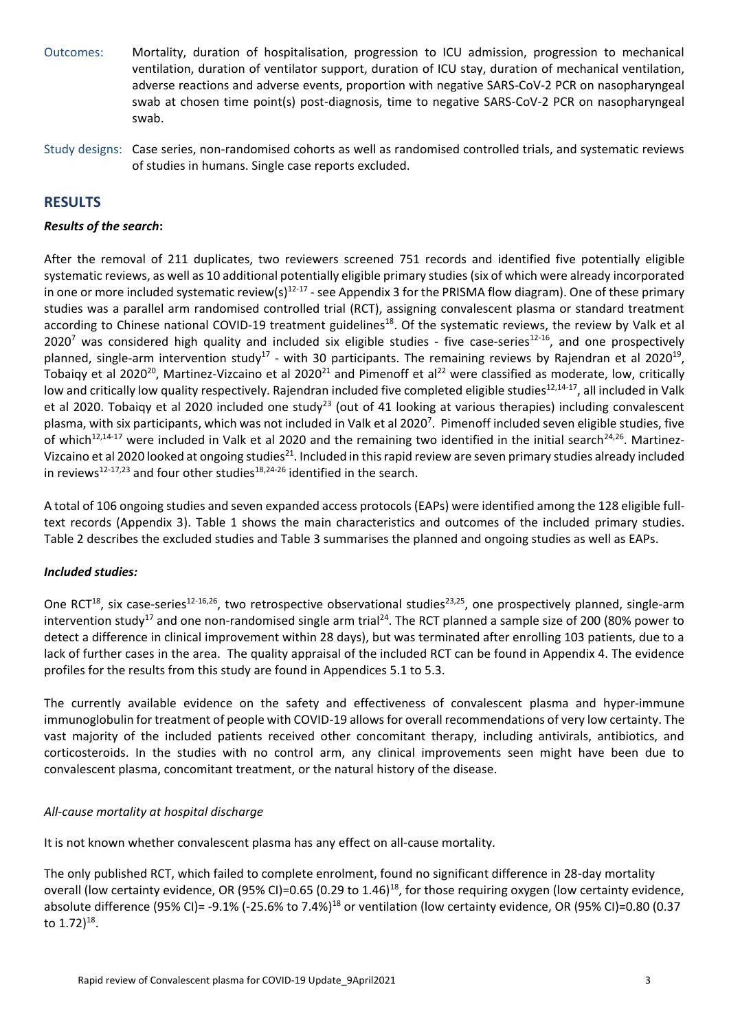Outcomes: Mortality, duration of hospitalisation, progression to ICU admission, progression to mechanical ventilation, duration of ventilator support, duration of ICU stay, duration of mechanical ventilation, adverse reactions and adverse events, proportion with negative SARS-CoV-2 PCR on nasopharyngeal swab at chosen time point(s) post-diagnosis, time to negative SARS-CoV-2 PCR on nasopharyngeal swab.

Study designs: Case series, non-randomised cohorts as well as randomised controlled trials, and systematic reviews of studies in humans. Single case reports excluded.

## RESULTS

### *Results of the search*:

After the removal of 211 duplicates, two reviewers screened 751 records and identified five potentially eligible systematic reviews, as well as 10 additional potentially eligible primary studies (six of which were already incorporated in one or more included systematic review(s)[12-17] - see Appendix 3 for the PRISMA flow diagram). One of these primary studies was a parallel arm randomised controlled trial (RCT), assigning convalescent plasma or standard treatment according to Chinese national COVID-19 treatment guidelines[18]. Of the systematic reviews, the review by Valk et al 2020[7] was considered high quality and included six eligible studies - five case-series[12-16], and one prospectively planned, single-arm intervention study[17] - with 30 participants. The remaining reviews by Rajendran et al 2020[19], Tobaiqy et al 2020[20], Martinez-Vizcaino et al 2020[21] and Pimenoff et al[22] were classified as moderate, low, critically low and critically low quality respectively. Rajendran included five completed eligible studies[12,14-17], all included in Valk et al 2020. Tobaiqy et al 2020 included one study[23] (out of 41 looking at various therapies) including convalescent plasma, with six participants, which was not included in Valk et al 2020[7]. Pimenoff included seven eligible studies, five of which[12,14-17] were included in Valk et al 2020 and the remaining two identified in the initial search[24,26]. Martinez-Vizcaino et al 2020 looked at ongoing studies[21]. Included in this rapid review are seven primary studies already included in reviews[12-17,23] and four other studies[18,24-26] identified in the search.

A total of 106 ongoing studies and seven expanded access protocols (EAPs) were identified among the 128 eligible full-text records (Appendix 3). Table 1 shows the main characteristics and outcomes of the included primary studies. Table 2 describes the excluded studies and Table 3 summarises the planned and ongoing studies as well as EAPs.

### *Included studies:*

One RCT[18], six case-series[12-16,26], two retrospective observational studies[23,25], one prospectively planned, single-arm intervention study[17] and one non-randomised single arm trial[24]. The RCT planned a sample size of 200 (80% power to detect a difference in clinical improvement within 28 days), but was terminated after enrolling 103 patients, due to a lack of further cases in the area. The quality appraisal of the included RCT can be found in Appendix 4. The evidence profiles for the results from this study are found in Appendices 5.1 to 5.3.

The currently available evidence on the safety and effectiveness of convalescent plasma and hyper-immune immunoglobulin for treatment of people with COVID-19 allows for overall recommendations of very low certainty. The vast majority of the included patients received other concomitant therapy, including antivirals, antibiotics, and corticosteroids. In the studies with no control arm, any clinical improvements seen might have been due to convalescent plasma, concomitant treatment, or the natural history of the disease.

*All-cause mortality at hospital discharge*

It is not known whether convalescent plasma has any effect on all-cause mortality.

The only published RCT, which failed to complete enrolment, found no significant difference in 28-day mortality overall (low certainty evidence, OR (95% CI)=0.65 (0.29 to 1.46)[18], for those requiring oxygen (low certainty evidence, absolute difference (95% CI)= -9.1% (-25.6% to 7.4%)[18] or ventilation (low certainty evidence, OR (95% CI)=0.80 (0.37 to 1.72)[18].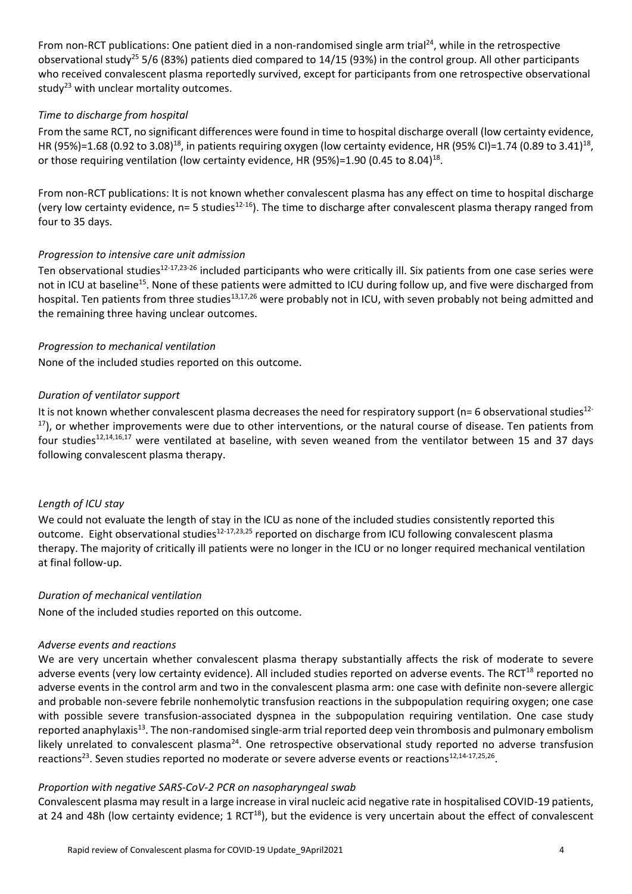From non-RCT publications: One patient died in a non-randomised single arm trial[24], while in the retrospective observational study[25] 5/6 (83%) patients died compared to 14/15 (93%) in the control group. All other participants who received convalescent plasma reportedly survived, except for participants from one retrospective observational study[23] with unclear mortality outcomes.

*Time to discharge from hospital*

From the same RCT, no significant differences were found in time to hospital discharge overall (low certainty evidence, HR (95%)=1.68 (0.92 to 3.08)[18], in patients requiring oxygen (low certainty evidence, HR (95% CI)=1.74 (0.89 to 3.41)[18], or those requiring ventilation (low certainty evidence, HR (95%)=1.90 (0.45 to 8.04)[18].

From non-RCT publications: It is not known whether convalescent plasma has any effect on time to hospital discharge (very low certainty evidence, n= 5 studies[12-16]). The time to discharge after convalescent plasma therapy ranged from four to 35 days.

*Progression to intensive care unit admission*

Ten observational studies[12-17,23-26] included participants who were critically ill. Six patients from one case series were not in ICU at baseline[15]. None of these patients were admitted to ICU during follow up, and five were discharged from hospital. Ten patients from three studies[13,17,26] were probably not in ICU, with seven probably not being admitted and the remaining three having unclear outcomes.

*Progression to mechanical ventilation*

None of the included studies reported on this outcome.

*Duration of ventilator support*

It is not known whether convalescent plasma decreases the need for respiratory support (n= 6 observational studies[12-17]), or whether improvements were due to other interventions, or the natural course of disease. Ten patients from four studies[12,14,16,17] were ventilated at baseline, with seven weaned from the ventilator between 15 and 37 days following convalescent plasma therapy.

*Length of ICU stay*

We could not evaluate the length of stay in the ICU as none of the included studies consistently reported this outcome. Eight observational studies[12-17,23,25] reported on discharge from ICU following convalescent plasma therapy. The majority of critically ill patients were no longer in the ICU or no longer required mechanical ventilation at final follow-up.

*Duration of mechanical ventilation*

None of the included studies reported on this outcome.

*Adverse events and reactions*

We are very uncertain whether convalescent plasma therapy substantially affects the risk of moderate to severe adverse events (very low certainty evidence). All included studies reported on adverse events. The RCT[18] reported no adverse events in the control arm and two in the convalescent plasma arm: one case with definite non-severe allergic and probable non-severe febrile nonhemolytic transfusion reactions in the subpopulation requiring oxygen; one case with possible severe transfusion-associated dyspnea in the subpopulation requiring ventilation. One case study reported anaphylaxis[13]. The non-randomised single-arm trial reported deep vein thrombosis and pulmonary embolism likely unrelated to convalescent plasma[24]. One retrospective observational study reported no adverse transfusion reactions[23]. Seven studies reported no moderate or severe adverse events or reactions[12,14-17,25,26].

*Proportion with negative SARS-CoV-2 PCR on nasopharyngeal swab*

Convalescent plasma may result in a large increase in viral nucleic acid negative rate in hospitalised COVID-19 patients, at 24 and 48h (low certainty evidence; 1 RCT[18]), but the evidence is very uncertain about the effect of convalescent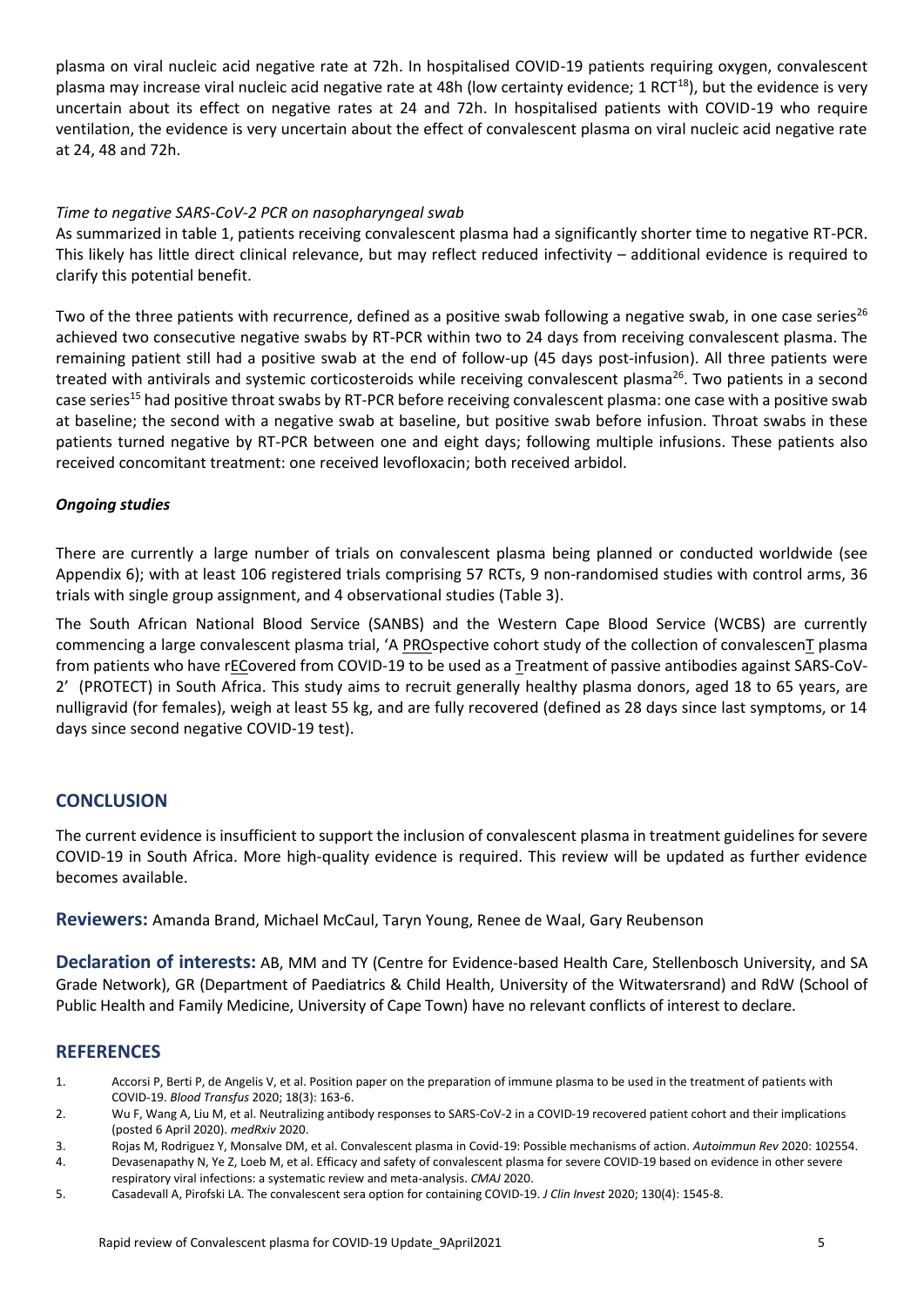plasma on viral nucleic acid negative rate at 72h. In hospitalised COVID-19 patients requiring oxygen, convalescent plasma may increase viral nucleic acid negative rate at 48h (low certainty evidence; 1 RCT[18]), but the evidence is very uncertain about its effect on negative rates at 24 and 72h. In hospitalised patients with COVID-19 who require ventilation, the evidence is very uncertain about the effect of convalescent plasma on viral nucleic acid negative rate at 24, 48 and 72h.

*Time to negative SARS-CoV-2 PCR on nasopharyngeal swab*

As summarized in table 1, patients receiving convalescent plasma had a significantly shorter time to negative RT-PCR. This likely has little direct clinical relevance, but may reflect reduced infectivity – additional evidence is required to clarify this potential benefit.

Two of the three patients with recurrence, defined as a positive swab following a negative swab, in one case series[26] achieved two consecutive negative swabs by RT-PCR within two to 24 days from receiving convalescent plasma. The remaining patient still had a positive swab at the end of follow-up (45 days post-infusion). All three patients were treated with antivirals and systemic corticosteroids while receiving convalescent plasma[26]. Two patients in a second case series[15] had positive throat swabs by RT-PCR before receiving convalescent plasma: one case with a positive swab at baseline; the second with a negative swab at baseline, but positive swab before infusion. Throat swabs in these patients turned negative by RT-PCR between one and eight days; following multiple infusions. These patients also received concomitant treatment: one received levofloxacin; both received arbidol.

***Ongoing studies***

There are currently a large number of trials on convalescent plasma being planned or conducted worldwide (see Appendix 6); with at least 106 registered trials comprising 57 RCTs, 9 non-randomised studies with control arms, 36 trials with single group assignment, and 4 observational studies (Table 3).

The South African National Blood Service (SANBS) and the Western Cape Blood Service (WCBS) are currently commencing a large convalescent plasma trial, 'A PROspective cohort study of the collection of convalescenT plasma from patients who have rECovered from COVID-19 to be used as a Treatment of passive antibodies against SARS-CoV-2' (PROTECT) in South Africa. This study aims to recruit generally healthy plasma donors, aged 18 to 65 years, are nulligravid (for females), weigh at least 55 kg, and are fully recovered (defined as 28 days since last symptoms, or 14 days since second negative COVID-19 test).

## CONCLUSION

The current evidence is insufficient to support the inclusion of convalescent plasma in treatment guidelines for severe COVID-19 in South Africa. More high-quality evidence is required. This review will be updated as further evidence becomes available.

**Reviewers:** Amanda Brand, Michael McCaul, Taryn Young, Renee de Waal, Gary Reubenson

**Declaration of interests:** AB, MM and TY (Centre for Evidence-based Health Care, Stellenbosch University, and SA Grade Network), GR (Department of Paediatrics & Child Health, University of the Witwatersrand) and RdW (School of Public Health and Family Medicine, University of Cape Town) have no relevant conflicts of interest to declare.

## REFERENCES

1. Accorsi P, Berti P, de Angelis V, et al. Position paper on the preparation of immune plasma to be used in the treatment of patients with COVID-19. *Blood Transfus* 2020; 18(3): 163-6.
2. Wu F, Wang A, Liu M, et al. Neutralizing antibody responses to SARS-CoV-2 in a COVID-19 recovered patient cohort and their implications (posted 6 April 2020). *medRxiv* 2020.
3. Rojas M, Rodriguez Y, Monsalve DM, et al. Convalescent plasma in Covid-19: Possible mechanisms of action. *Autoimmun Rev* 2020: 102554.
4. Devasenapathy N, Ye Z, Loeb M, et al. Efficacy and safety of convalescent plasma for severe COVID-19 based on evidence in other severe respiratory viral infections: a systematic review and meta-analysis. *CMAJ* 2020.
5. Casadevall A, Pirofski LA. The convalescent sera option for containing COVID-19. *J Clin Invest* 2020; 130(4): 1545-8.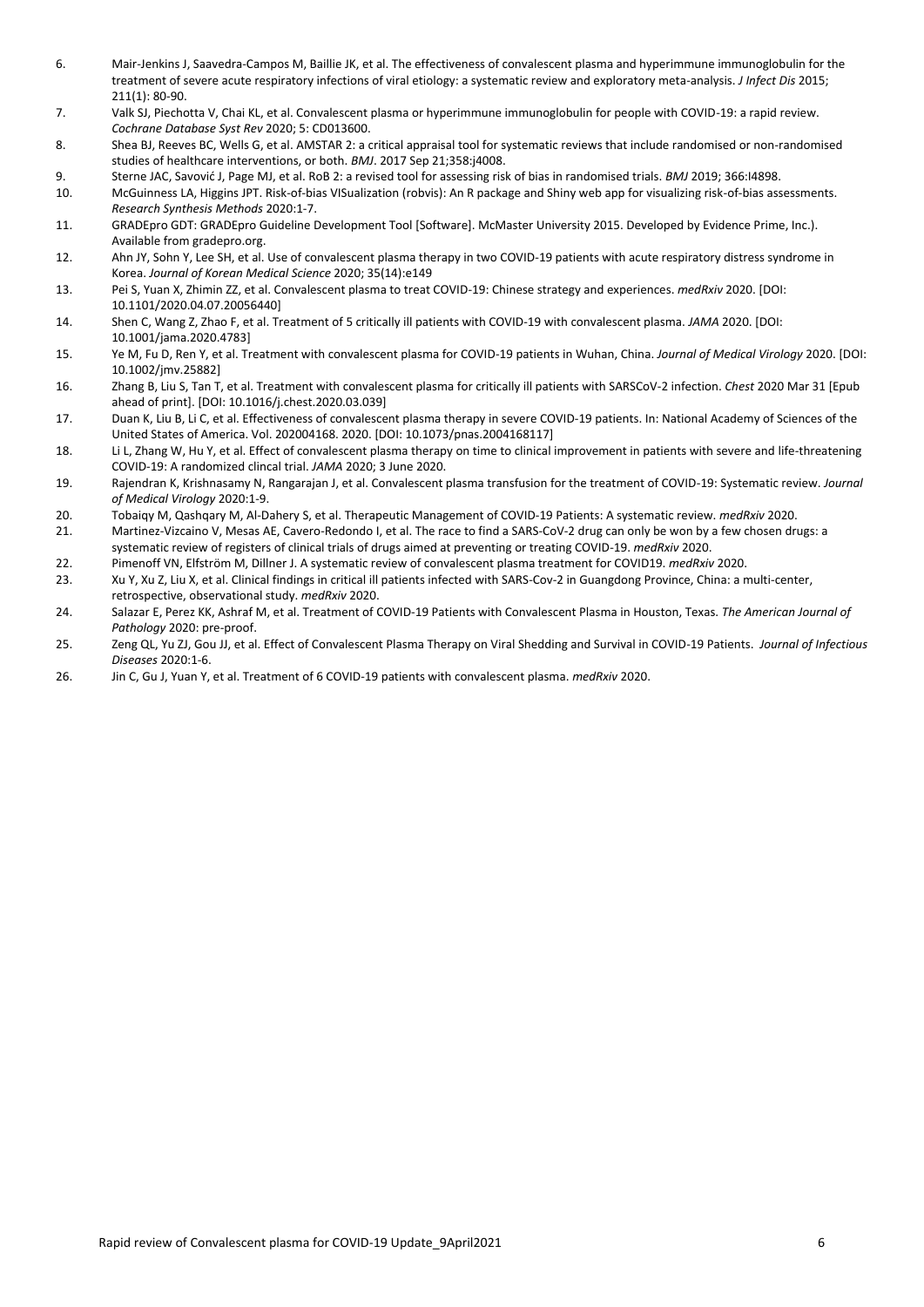6. Mair-Jenkins J, Saavedra-Campos M, Baillie JK, et al. The effectiveness of convalescent plasma and hyperimmune immunoglobulin for the treatment of severe acute respiratory infections of viral etiology: a systematic review and exploratory meta-analysis. *J Infect Dis* 2015; 211(1): 80-90.
7. Valk SJ, Piechotta V, Chai KL, et al. Convalescent plasma or hyperimmune immunoglobulin for people with COVID-19: a rapid review. *Cochrane Database Syst Rev* 2020; 5: CD013600.
8. Shea BJ, Reeves BC, Wells G, et al. AMSTAR 2: a critical appraisal tool for systematic reviews that include randomised or non-randomised studies of healthcare interventions, or both. *BMJ*. 2017 Sep 21;358:j4008.
9. Sterne JAC, Savović J, Page MJ, et al. RoB 2: a revised tool for assessing risk of bias in randomised trials. *BMJ* 2019; 366:I4898.
10. McGuinness LA, Higgins JPT. Risk-of-bias VISualization (robvis): An R package and Shiny web app for visualizing risk-of-bias assessments. *Research Synthesis Methods* 2020:1-7.
11. GRADEpro GDT: GRADEpro Guideline Development Tool [Software]. McMaster University 2015. Developed by Evidence Prime, Inc.). Available from gradepro.org.
12. Ahn JY, Sohn Y, Lee SH, et al. Use of convalescent plasma therapy in two COVID-19 patients with acute respiratory distress syndrome in Korea. *Journal of Korean Medical Science* 2020; 35(14):e149
13. Pei S, Yuan X, Zhimin ZZ, et al. Convalescent plasma to treat COVID-19: Chinese strategy and experiences. *medRxiv* 2020. [DOI: 10.1101/2020.04.07.20056440]
14. Shen C, Wang Z, Zhao F, et al. Treatment of 5 critically ill patients with COVID-19 with convalescent plasma. *JAMA* 2020. [DOI: 10.1001/jama.2020.4783]
15. Ye M, Fu D, Ren Y, et al. Treatment with convalescent plasma for COVID-19 patients in Wuhan, China. *Journal of Medical Virology* 2020. [DOI: 10.1002/jmv.25882]
16. Zhang B, Liu S, Tan T, et al. Treatment with convalescent plasma for critically ill patients with SARSCoV-2 infection. *Chest* 2020 Mar 31 [Epub ahead of print]. [DOI: 10.1016/j.chest.2020.03.039]
17. Duan K, Liu B, Li C, et al. Effectiveness of convalescent plasma therapy in severe COVID-19 patients. In: National Academy of Sciences of the United States of America. Vol. 202004168. 2020. [DOI: 10.1073/pnas.2004168117]
18. Li L, Zhang W, Hu Y, et al. Effect of convalescent plasma therapy on time to clinical improvement in patients with severe and life-threatening COVID-19: A randomized clincal trial. *JAMA* 2020; 3 June 2020.
19. Rajendran K, Krishnasamy N, Rangarajan J, et al. Convalescent plasma transfusion for the treatment of COVID-19: Systematic review. *Journal of Medical Virology* 2020:1-9.
20. Tobaiqy M, Qashqary M, Al-Dahery S, et al. Therapeutic Management of COVID-19 Patients: A systematic review. *medRxiv* 2020.
21. Martinez-Vizcaino V, Mesas AE, Cavero-Redondo I, et al. The race to find a SARS-CoV-2 drug can only be won by a few chosen drugs: a systematic review of registers of clinical trials of drugs aimed at preventing or treating COVID-19. *medRxiv* 2020.
22. Pimenoff VN, Elfström M, Dillner J. A systematic review of convalescent plasma treatment for COVID19. *medRxiv* 2020.
23. Xu Y, Xu Z, Liu X, et al. Clinical findings in critical ill patients infected with SARS-Cov-2 in Guangdong Province, China: a multi-center, retrospective, observational study. *medRxiv* 2020.
24. Salazar E, Perez KK, Ashraf M, et al. Treatment of COVID-19 Patients with Convalescent Plasma in Houston, Texas. *The American Journal of Pathology* 2020: pre-proof.
25. Zeng QL, Yu ZJ, Gou JJ, et al. Effect of Convalescent Plasma Therapy on Viral Shedding and Survival in COVID-19 Patients. *Journal of Infectious Diseases* 2020:1-6.
26. Jin C, Gu J, Yuan Y, et al. Treatment of 6 COVID-19 patients with convalescent plasma. *medRxiv* 2020.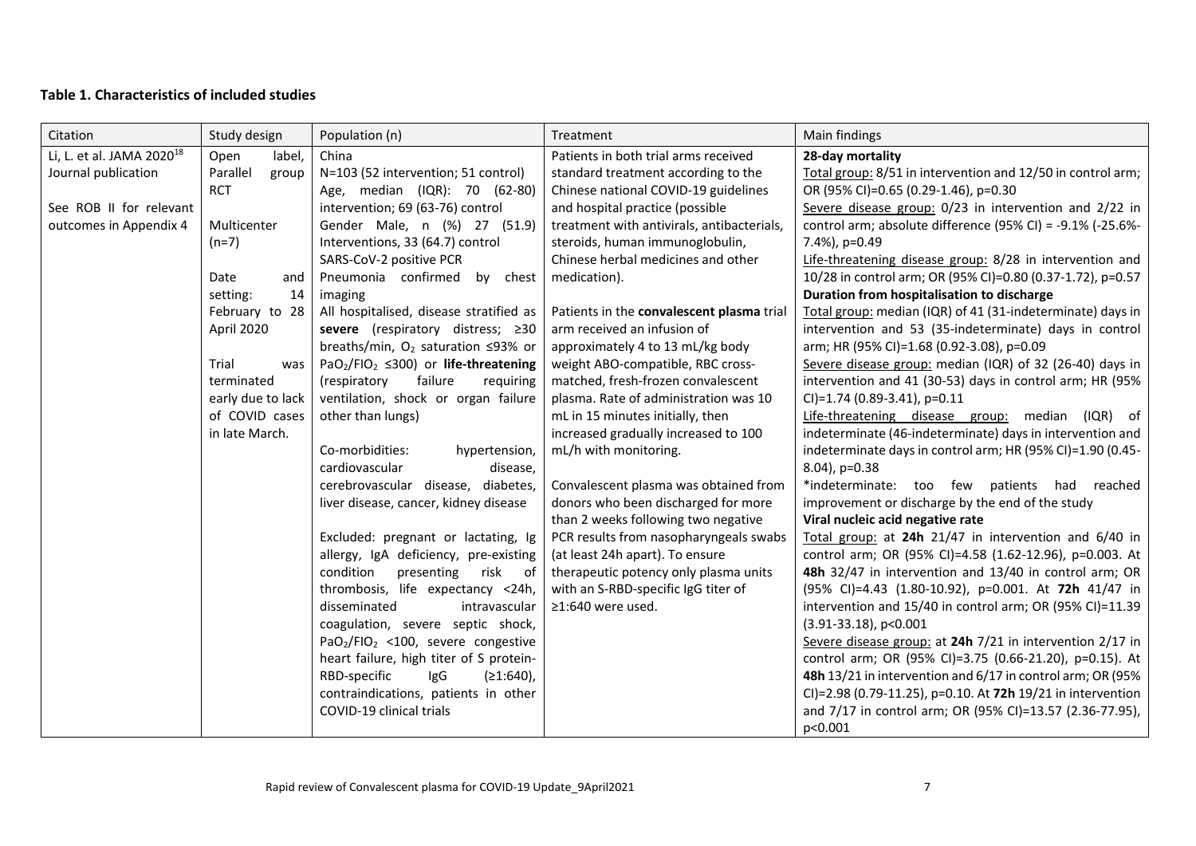**Table 1. Characteristics of included studies**

| Citation | Study design | Population (n) | Treatment | Main findings |
|---|---|---|---|---|
| Li, L. et al. JAMA 2020[18]<br>Journal publication<br><br>See ROB II for relevant outcomes in Appendix 4 | Open label, Parallel group RCT<br><br>Multicenter (n=7)<br><br>Date and setting: 14 February to 28 April 2020<br><br>Trial was terminated early due to lack of COVID cases in late March. | China<br>N=103 (52 intervention; 51 control)<br>Age, median (IQR): 70 (62-80) intervention; 69 (63-76) control<br>Gender Male, n (%) 27 (51.9) Interventions, 33 (64.7) control<br>SARS-CoV-2 positive PCR<br>Pneumonia confirmed by chest imaging<br>All hospitalised, disease stratified as **severe** (respiratory distress; ≥30 breaths/min, $O_2$ saturation ≤93% or $PaO_2/FIO_2$ ≤300) or **life-threatening** (respiratory failure requiring ventilation, shock or organ failure other than lungs)<br><br>Co-morbidities: hypertension, cardiovascular disease, cerebrovascular disease, diabetes, liver disease, cancer, kidney disease<br><br>Excluded: pregnant or lactating, Ig allergy, IgA deficiency, pre-existing condition presenting risk of thrombosis, life expectancy <24h, disseminated intravascular coagulation, severe septic shock, $PaO_2/FIO_2$ <100, severe congestive heart failure, high titer of S protein-RBD-specific IgG (≥1:640), contraindications, patients in other COVID-19 clinical trials | Patients in both trial arms received standard treatment according to the Chinese national COVID-19 guidelines and hospital practice (possible treatment with antivirals, antibacterials, steroids, human immunoglobulin, Chinese herbal medicines and other medication).<br><br>Patients in the **convalescent plasma** trial arm received an infusion of approximately 4 to 13 mL/kg body weight ABO-compatible, RBC cross-matched, fresh-frozen convalescent plasma. Rate of administration was 10 mL in 15 minutes initially, then increased gradually increased to 100 mL/h with monitoring.<br><br>Convalescent plasma was obtained from donors who been discharged for more than 2 weeks following two negative PCR results from nasopharyngeals swabs (at least 24h apart). To ensure therapeutic potency only plasma units with an S-RBD-specific IgG titer of ≥1:640 were used. | **28-day mortality**<br><u>Total group:</u> 8/51 in intervention and 12/50 in control arm; OR (95% CI)=0.65 (0.29-1.46), p=0.30<br><u>Severe disease group:</u> 0/23 in intervention and 2/22 in control arm; absolute difference (95% CI) = -9.1% (-25.6%-7.4%), p=0.49<br><u>Life-threatening disease group:</u> 8/28 in intervention and 10/28 in control arm; OR (95% CI)=0.80 (0.37-1.72), p=0.57<br>**Duration from hospitalisation to discharge**<br><u>Total group:</u> median (IQR) of 41 (31-indeterminate) days in intervention and 53 (35-indeterminate) days in control arm; HR (95% CI)=1.68 (0.92-3.08), p=0.09<br><u>Severe disease group:</u> median (IQR) of 32 (26-40) days in intervention and 41 (30-53) days in control arm; HR (95% CI)=1.74 (0.89-3.41), p=0.11<br><u>Life-threatening disease group:</u> median (IQR) of indeterminate (46-indeterminate) days in intervention and indeterminate days in control arm; HR (95% CI)=1.90 (0.45-8.04), p=0.38<br>*indeterminate: too few patients had reached improvement or discharge by the end of the study<br>**Viral nucleic acid negative rate**<br><u>Total group:</u> at **24h** 21/47 in intervention and 6/40 in control arm; OR (95% CI)=4.58 (1.62-12.96), p=0.003. At **48h** 32/47 in intervention and 13/40 in control arm; OR (95% CI)=4.43 (1.80-10.92), p=0.001. At **72h** 41/47 in intervention and 15/40 in control arm; OR (95% CI)=11.39 (3.91-33.18), p<0.001<br><u>Severe disease group:</u> at **24h** 7/21 in intervention 2/17 in control arm; OR (95% CI)=3.75 (0.66-21.20), p=0.15). At **48h** 13/21 in intervention and 6/17 in control arm; OR (95% CI)=2.98 (0.79-11.25), p=0.10. At **72h** 19/21 in intervention and 7/17 in control arm; OR (95% CI)=13.57 (2.36-77.95), p<0.001 |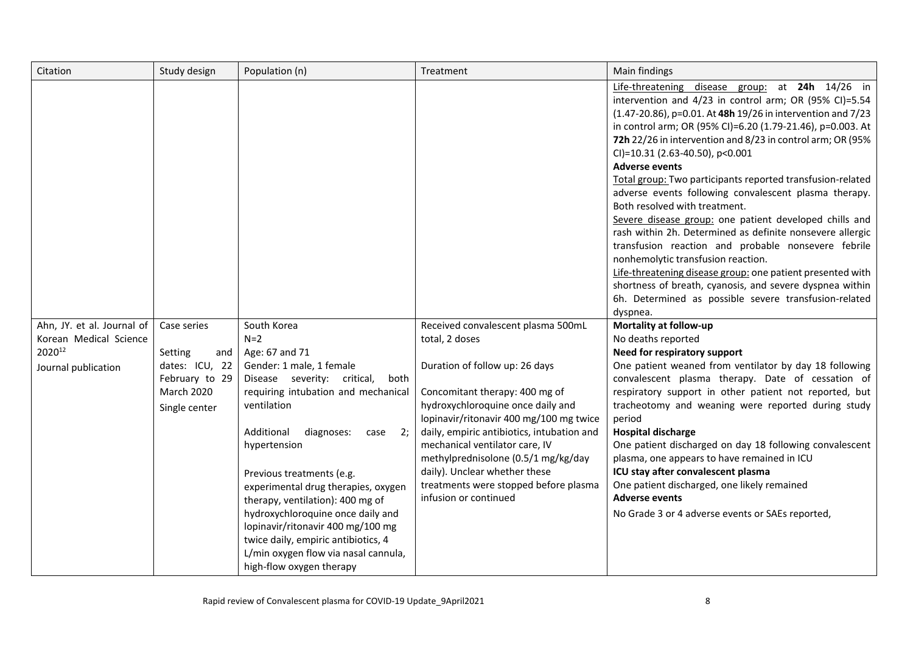| Citation | Study design | Population (n) | Treatment | Main findings |
|---|---|---|---|---|
| | | | | Life-threatening disease group: at **24h** 14/26 in intervention and 4/23 in control arm; OR (95% CI)=5.54 (1.47-20.86), p=0.01. At **48h** 19/26 in intervention and 7/23 in control arm; OR (95% CI)=6.20 (1.79-21.46), p=0.003. At **72h** 22/26 in intervention and 8/23 in control arm; OR (95% CI)=10.31 (2.63-40.50), p<0.001<br>**Adverse events**<br>Total group: Two participants reported transfusion-related adverse events following convalescent plasma therapy. Both resolved with treatment.<br>Severe disease group: one patient developed chills and rash within 2h. Determined as definite nonsevere allergic transfusion reaction and probable nonsevere febrile nonhemolytic transfusion reaction.<br>Life-threatening disease group: one patient presented with shortness of breath, cyanosis, and severe dyspnea within 6h. Determined as possible severe transfusion-related dyspnea. |
| Ahn, JY. et al. Journal of Korean Medical Science 2020[12]<br>Journal publication | Case series<br><br>Setting and dates: ICU, 22 February to 29 March 2020<br>Single center | South Korea<br>N=2<br>Age: 67 and 71<br>Gender: 1 male, 1 female<br>Disease severity: critical, both requiring intubation and mechanical ventilation<br><br>Additional diagnoses: case 2; hypertension<br><br>Previous treatments (e.g. experimental drug therapies, oxygen therapy, ventilation): 400 mg of hydroxychloroquine once daily and lopinavir/ritonavir 400 mg/100 mg twice daily, empiric antibiotics, 4 L/min oxygen flow via nasal cannula, high-flow oxygen therapy | Received convalescent plasma 500mL total, 2 doses<br><br>Duration of follow up: 26 days<br><br>Concomitant therapy: 400 mg of hydroxychloroquine once daily and lopinavir/ritonavir 400 mg/100 mg twice daily, empiric antibiotics, intubation and mechanical ventilator care, IV methylprednisolone (0.5/1 mg/kg/day daily). Unclear whether these treatments were stopped before plasma infusion or continued | **Mortality at follow-up**<br>No deaths reported<br>**Need for respiratory support**<br>One patient weaned from ventilator by day 18 following convalescent plasma therapy. Date of cessation of respiratory support in other patient not reported, but tracheotomy and weaning were reported during study period<br>**Hospital discharge**<br>One patient discharged on day 18 following convalescent plasma, one appears to have remained in ICU<br>**ICU stay after convalescent plasma**<br>One patient discharged, one likely remained<br>**Adverse events**<br>No Grade 3 or 4 adverse events or SAEs reported, |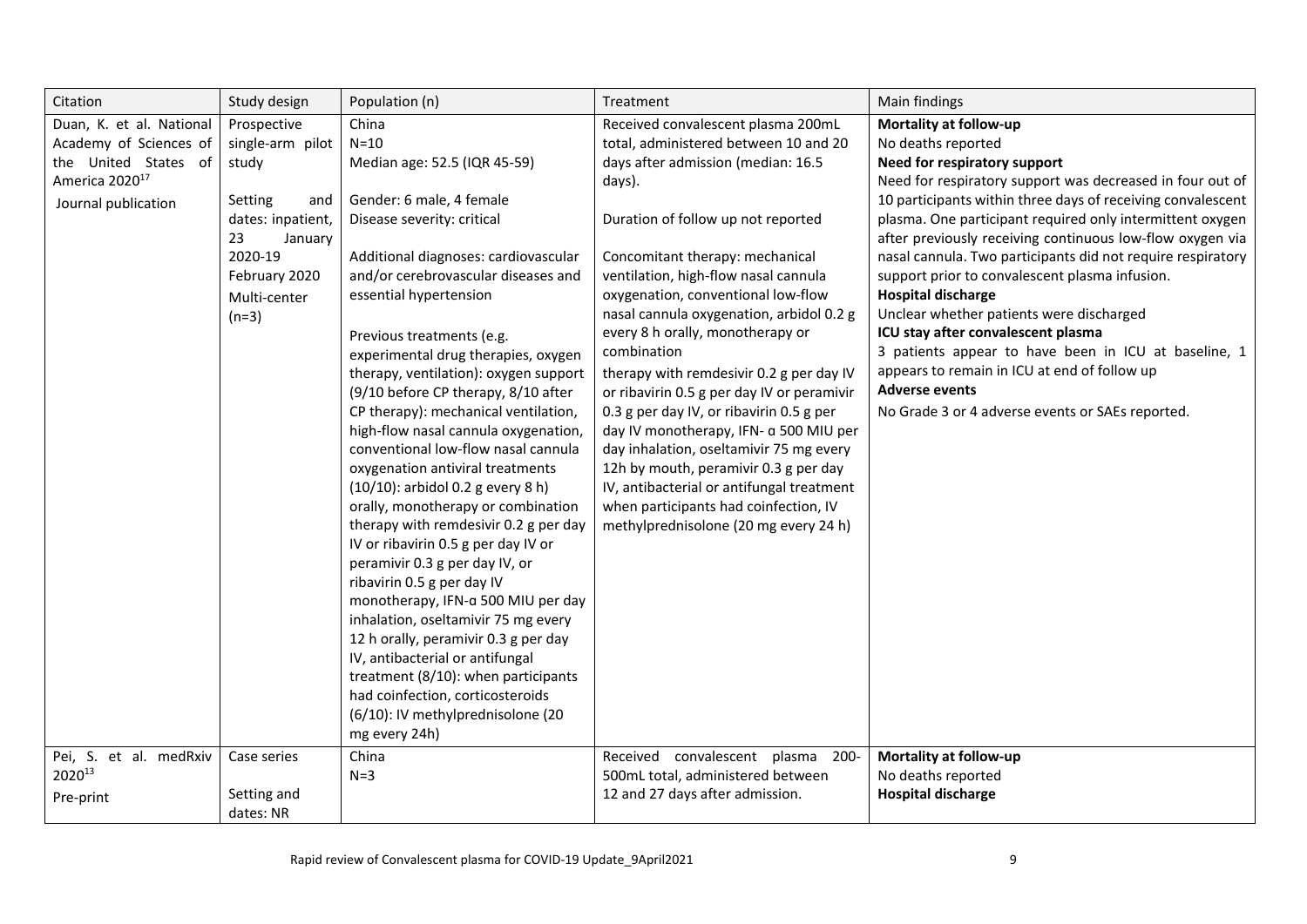| Citation | Study design | Population (n) | Treatment | Main findings |
| --- | --- | --- | --- | --- |
| Duan, K. et al. National Academy of Sciences of the United States of America 2020[17]<br><br>Journal publication | Prospective single-arm pilot study<br><br>Setting and dates: inpatient, 23 January 2020-19 February 2020<br><br>Multi-center (n=3) | China<br>N=10<br>Median age: 52.5 (IQR 45-59)<br><br>Gender: 6 male, 4 female<br>Disease severity: critical<br><br>Additional diagnoses: cardiovascular and/or cerebrovascular diseases and essential hypertension<br><br>Previous treatments (e.g. experimental drug therapies, oxygen therapy, ventilation): oxygen support (9/10 before CP therapy, 8/10 after CP therapy): mechanical ventilation, high-flow nasal cannula oxygenation, conventional low-flow nasal cannula oxygenation antiviral treatments (10/10): arbidol 0.2 g every 8 h) orally, monotherapy or combination therapy with remdesivir 0.2 g per day IV or ribavirin 0.5 g per day IV or peramivir 0.3 g per day IV, or ribavirin 0.5 g per day IV monotherapy, IFN-α 500 MIU per day inhalation, oseltamivir 75 mg every 12 h orally, peramivir 0.3 g per day IV, antibacterial or antifungal treatment (8/10): when participants had coinfection, corticosteroids (6/10): IV methylprednisolone (20 mg every 24h) | Received convalescent plasma 200mL total, administered between 10 and 20 days after admission (median: 16.5 days).<br><br>Duration of follow up not reported<br><br>Concomitant therapy: mechanical ventilation, high-flow nasal cannula oxygenation, conventional low-flow nasal cannula oxygenation, arbidol 0.2 g every 8 h orally, monotherapy or combination therapy with remdesivir 0.2 g per day IV or ribavirin 0.5 g per day IV or peramivir 0.3 g per day IV, or ribavirin 0.5 g per day IV monotherapy, IFN- α 500 MIU per day inhalation, oseltamivir 75 mg every 12h by mouth, peramivir 0.3 g per day IV, antibacterial or antifungal treatment when participants had coinfection, IV methylprednisolone (20 mg every 24 h) | **Mortality at follow-up**<br>No deaths reported<br>**Need for respiratory support**<br>Need for respiratory support was decreased in four out of 10 participants within three days of receiving convalescent plasma. One participant required only intermittent oxygen after previously receiving continuous low-flow oxygen via nasal cannula. Two participants did not require respiratory support prior to convalescent plasma infusion.<br>**Hospital discharge**<br>Unclear whether patients were discharged<br>**ICU stay after convalescent plasma**<br>3 patients appear to have been in ICU at baseline, 1 appears to remain in ICU at end of follow up<br>**Adverse events**<br>No Grade 3 or 4 adverse events or SAEs reported. |
| Pei, S. et al. medRxiv 2020[13]<br><br>Pre-print | Case series<br><br>Setting and dates: NR | China<br>N=3 | Received convalescent plasma 200-500mL total, administered between 12 and 27 days after admission. | **Mortality at follow-up**<br>No deaths reported<br>**Hospital discharge** |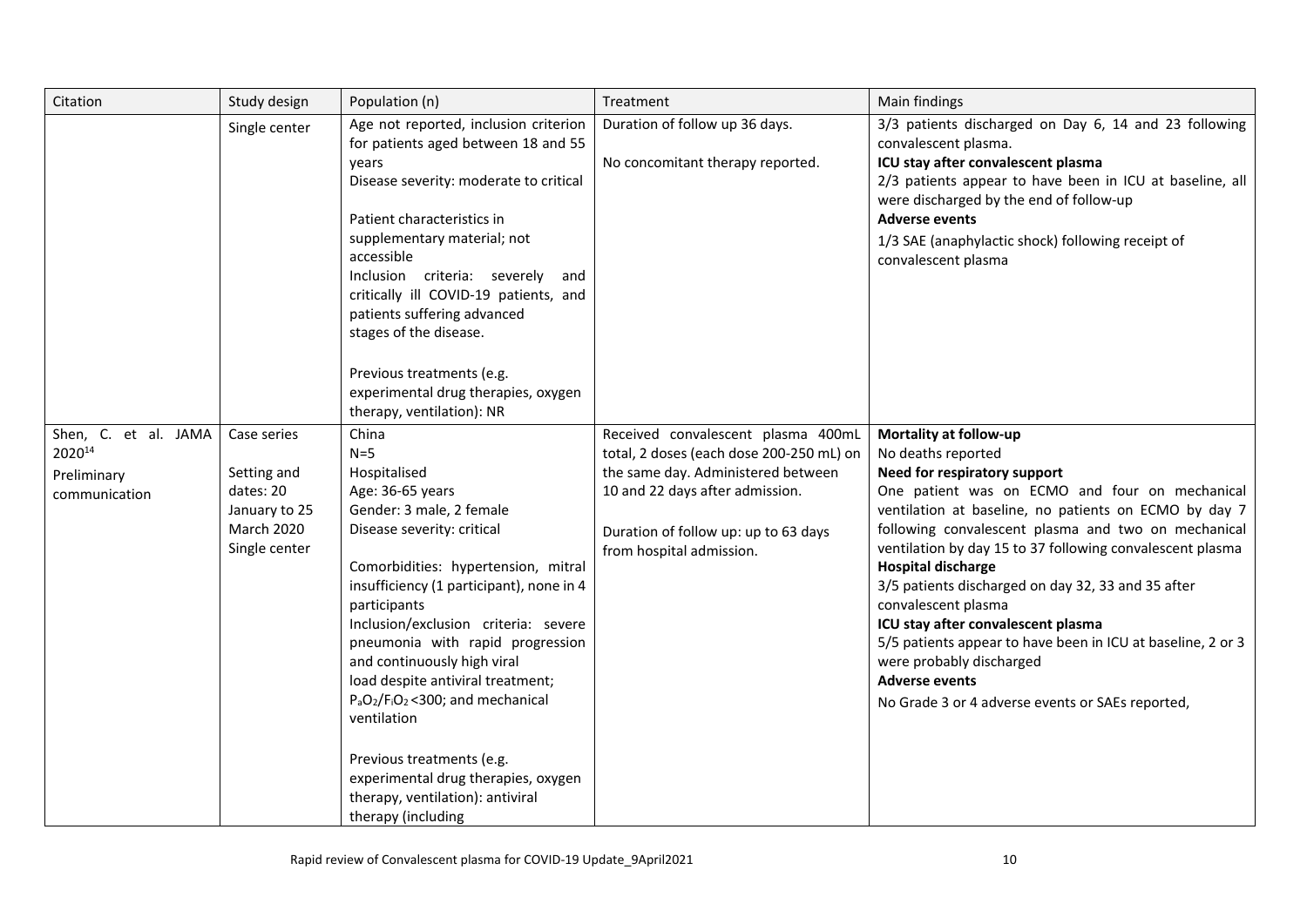| Citation | Study design | Population (n) | Treatment | Main findings |
|---|---|---|---|---|
| | Single center | Age not reported, inclusion criterion for patients aged between 18 and 55 years<br>Disease severity: moderate to critical<br><br>Patient characteristics in supplementary material; not accessible<br>Inclusion criteria: severely and critically ill COVID-19 patients, and patients suffering advanced stages of the disease.<br><br>Previous treatments (e.g. experimental drug therapies, oxygen therapy, ventilation): NR | Duration of follow up 36 days.<br><br>No concomitant therapy reported. | 3/3 patients discharged on Day 6, 14 and 23 following convalescent plasma.<br>**ICU stay after convalescent plasma**<br>2/3 patients appear to have been in ICU at baseline, all were discharged by the end of follow-up<br>**Adverse events**<br>1/3 SAE (anaphylactic shock) following receipt of convalescent plasma |
| Shen, C. et al. JAMA 2020[14]<br>Preliminary communication | Case series<br><br>Setting and dates: 20 January to 25 March 2020<br>Single center | China<br>N=5<br>Hospitalised<br>Age: 36-65 years<br>Gender: 3 male, 2 female<br>Disease severity: critical<br><br>Comorbidities: hypertension, mitral insufficiency (1 participant), none in 4 participants<br>Inclusion/exclusion criteria: severe pneumonia with rapid progression and continuously high viral load despite antiviral treatment; $P_aO_2/F_iO_2$ <300; and mechanical ventilation<br><br>Previous treatments (e.g. experimental drug therapies, oxygen therapy, ventilation): antiviral therapy (including | Received convalescent plasma 400mL total, 2 doses (each dose 200-250 mL) on the same day. Administered between 10 and 22 days after admission.<br><br>Duration of follow up: up to 63 days from hospital admission. | **Mortality at follow-up**<br>No deaths reported<br>**Need for respiratory support**<br>One patient was on ECMO and four on mechanical ventilation at baseline, no patients on ECMO by day 7 following convalescent plasma and two on mechanical ventilation by day 15 to 37 following convalescent plasma<br>**Hospital discharge**<br>3/5 patients discharged on day 32, 33 and 35 after convalescent plasma<br>**ICU stay after convalescent plasma**<br>5/5 patients appear to have been in ICU at baseline, 2 or 3 were probably discharged<br>**Adverse events**<br>No Grade 3 or 4 adverse events or SAEs reported, |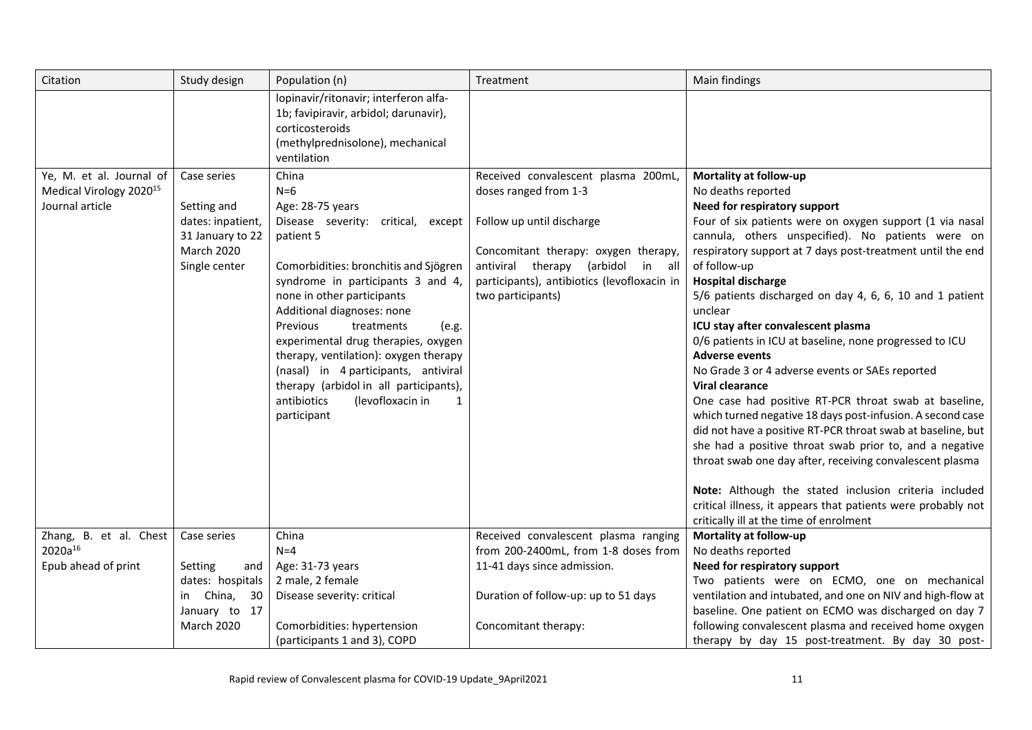| Citation | Study design | Population (n) | Treatment | Main findings |
|---|---|---|---|---|
| | | lopinavir/ritonavir; interferon alfa-1b; favipiravir, arbidol; darunavir), corticosteroids (methylprednisolone), mechanical ventilation | | |
| Ye, M. et al. Journal of Medical Virology 2020[15]<br>Journal article | Case series<br><br>Setting and dates: inpatient, 31 January to 22 March 2020<br>Single center | China<br>N=6<br>Age: 28-75 years<br>Disease severity: critical, except patient 5<br><br>Comorbidities: bronchitis and Sjögren syndrome in participants 3 and 4, none in other participants<br>Additional diagnoses: none<br>Previous treatments (e.g. experimental drug therapies, oxygen therapy, ventilation): oxygen therapy (nasal) in 4 participants, antiviral therapy (arbidol in all participants), antibiotics (levofloxacin in 1 participant | Received convalescent plasma 200mL, doses ranged from 1-3<br><br>Follow up until discharge<br><br>Concomitant therapy: oxygen therapy, antiviral therapy (arbidol in all participants), antibiotics (levofloxacin in two participants) | **Mortality at follow-up**<br>No deaths reported<br>**Need for respiratory support**<br>Four of six patients were on oxygen support (1 via nasal cannula, others unspecified). No patients were on respiratory support at 7 days post-treatment until the end of follow-up<br>**Hospital discharge**<br>5/6 patients discharged on day 4, 6, 6, 10 and 1 patient unclear<br>**ICU stay after convalescent plasma**<br>0/6 patients in ICU at baseline, none progressed to ICU<br>**Adverse events**<br>No Grade 3 or 4 adverse events or SAEs reported<br>**Viral clearance**<br>One case had positive RT-PCR throat swab at baseline, which turned negative 18 days post-infusion. A second case did not have a positive RT-PCR throat swab at baseline, but she had a positive throat swab prior to, and a negative throat swab one day after, receiving convalescent plasma<br><br>**Note:** Although the stated inclusion criteria included critical illness, it appears that patients were probably not critically ill at the time of enrolment |
| Zhang, B. et al. Chest 2020a[16]<br>Epub ahead of print | Case series<br><br>Setting and dates: hospitals in China, 30 January to 17 March 2020 | China<br>N=4<br>Age: 31-73 years<br>2 male, 2 female<br>Disease severity: critical<br><br>Comorbidities: hypertension (participants 1 and 3), COPD | Received convalescent plasma ranging from 200-2400mL, from 1-8 doses from 11-41 days since admission.<br><br>Duration of follow-up: up to 51 days<br><br>Concomitant therapy: | **Mortality at follow-up**<br>No deaths reported<br>**Need for respiratory support**<br>Two patients were on ECMO, one on mechanical ventilation and intubated, and one on NIV and high-flow at baseline. One patient on ECMO was discharged on day 7 following convalescent plasma and received home oxygen therapy by day 15 post-treatment. By day 30 post- |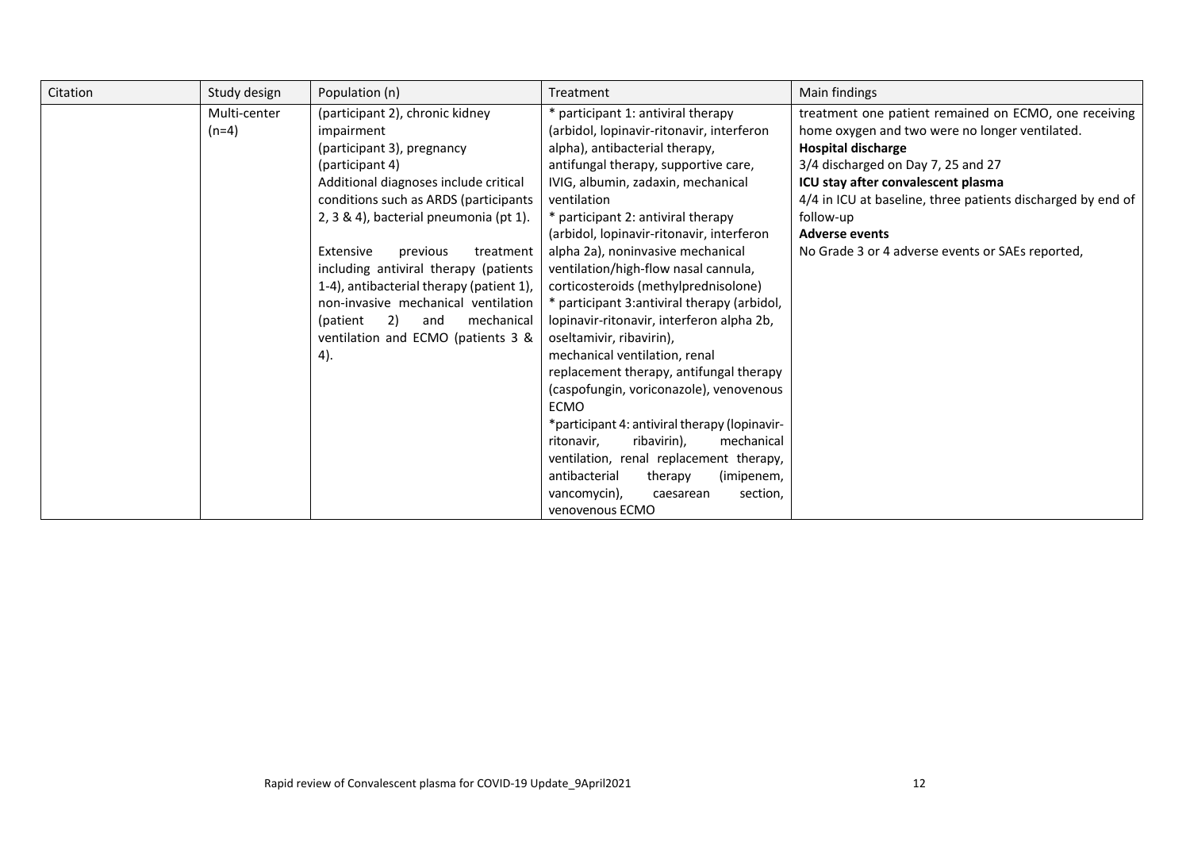| Citation | Study design | Population (n) | Treatment | Main findings |
| --- | --- | --- | --- | --- |
| | Multi-center (n=4) | (participant 2), chronic kidney impairment (participant 3), pregnancy (participant 4) Additional diagnoses include critical conditions such as ARDS (participants 2, 3 & 4), bacterial pneumonia (pt 1).<br><br>Extensive previous treatment including antiviral therapy (patients 1-4), antibacterial therapy (patient 1), non-invasive mechanical ventilation (patient 2) and mechanical ventilation and ECMO (patients 3 & 4). | * participant 1: antiviral therapy (arbidol, lopinavir-ritonavir, interferon alpha), antibacterial therapy, antifungal therapy, supportive care, IVIG, albumin, zadaxin, mechanical ventilation<br>* participant 2: antiviral therapy (arbidol, lopinavir-ritonavir, interferon alpha 2a), noninvasive mechanical ventilation/high-flow nasal cannula, corticosteroids (methylprednisolone)<br>* participant 3:antiviral therapy (arbidol, lopinavir-ritonavir, interferon alpha 2b, oseltamivir, ribavirin), mechanical ventilation, renal replacement therapy, antifungal therapy (caspofungin, voriconazole), venovenous ECMO<br>*participant 4: antiviral therapy (lopinavir-ritonavir, ribavirin), mechanical ventilation, renal replacement therapy, antibacterial therapy (imipenem, vancomycin), caesarean section, venovenous ECMO | treatment one patient remained on ECMO, one receiving home oxygen and two were no longer ventilated.<br>**Hospital discharge**<br>3/4 discharged on Day 7, 25 and 27<br>**ICU stay after convalescent plasma**<br>4/4 in ICU at baseline, three patients discharged by end of follow-up<br>**Adverse events**<br>No Grade 3 or 4 adverse events or SAEs reported, |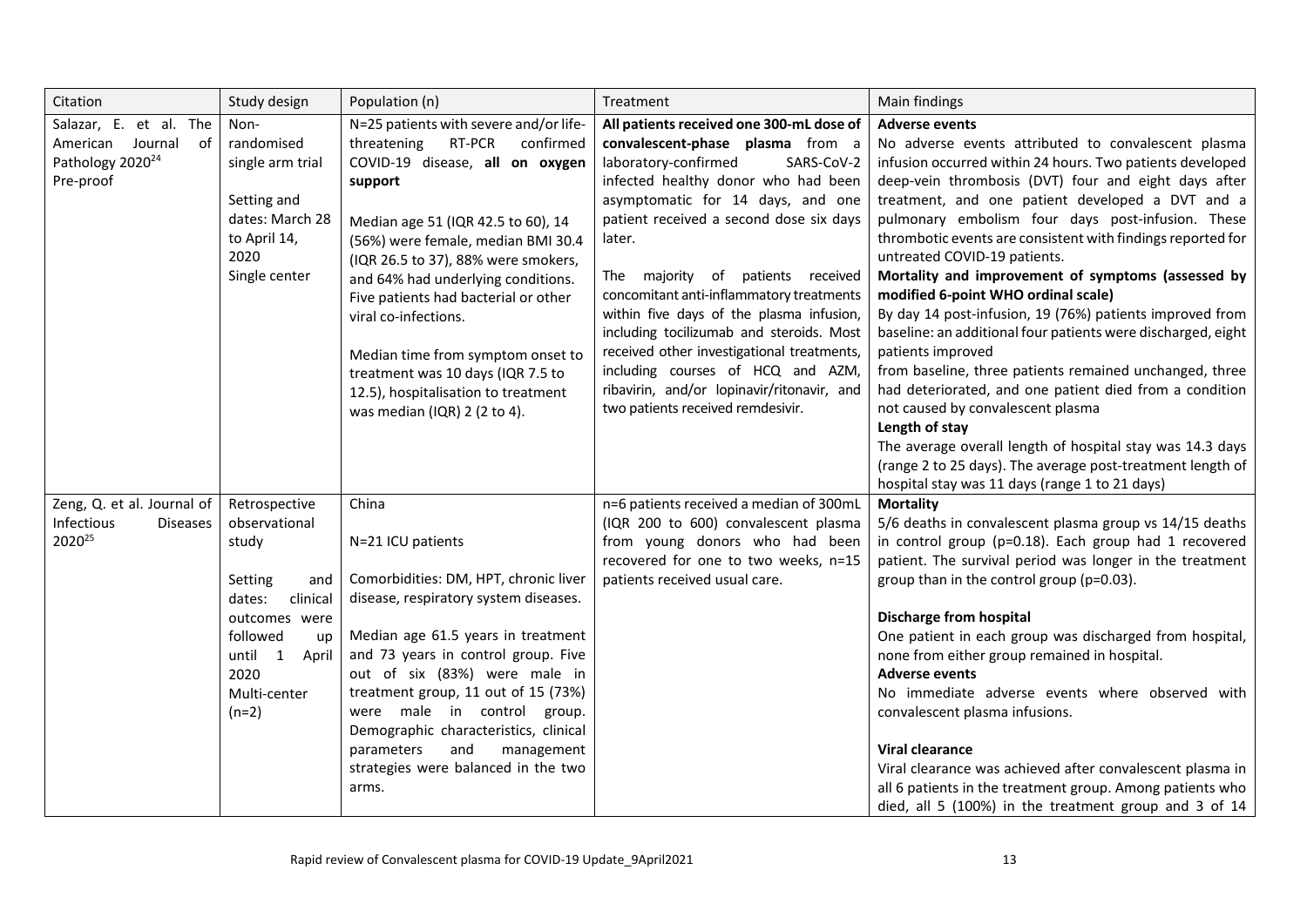| Citation | Study design | Population (n) | Treatment | Main findings |
|---|---|---|---|---|
| Salazar, E. et al. The American Journal of Pathology 2020[24] Pre-proof | Non-randomised single arm trial<br><br>Setting and dates: March 28 to April 14, 2020<br>Single center | N=25 patients with severe and/or life-threatening RT-PCR confirmed COVID-19 disease, **all on oxygen support**<br><br>Median age 51 (IQR 42.5 to 60), 14 (56%) were female, median BMI 30.4 (IQR 26.5 to 37), 88% were smokers, and 64% had underlying conditions. Five patients had bacterial or other viral co-infections.<br><br>Median time from symptom onset to treatment was 10 days (IQR 7.5 to 12.5), hospitalisation to treatment was median (IQR) 2 (2 to 4). | **All patients received one 300-mL dose of convalescent-phase plasma** from a laboratory-confirmed SARS-CoV-2 infected healthy donor who had been asymptomatic for 14 days, and one patient received a second dose six days later.<br><br>The majority of patients received concomitant anti-inflammatory treatments within five days of the plasma infusion, including tocilizumab and steroids. Most received other investigational treatments, including courses of HCQ and AZM, ribavirin, and/or lopinavir/ritonavir, and two patients received remdesivir. | **Adverse events**<br>No adverse events attributed to convalescent plasma infusion occurred within 24 hours. Two patients developed deep-vein thrombosis (DVT) four and eight days after treatment, and one patient developed a DVT and a pulmonary embolism four days post-infusion. These thrombotic events are consistent with findings reported for untreated COVID-19 patients.<br>**Mortality and improvement of symptoms (assessed by modified 6-point WHO ordinal scale)**<br>By day 14 post-infusion, 19 (76%) patients improved from baseline: an additional four patients were discharged, eight patients improved<br>from baseline, three patients remained unchanged, three had deteriorated, and one patient died from a condition not caused by convalescent plasma<br>**Length of stay**<br>The average overall length of hospital stay was 14.3 days (range 2 to 25 days). The average post-treatment length of hospital stay was 11 days (range 1 to 21 days) |
| Zeng, Q. et al. Journal of Infectious Diseases 2020[25] | Retrospective observational study<br><br>Setting and dates: clinical outcomes were followed up until 1 April 2020<br>Multi-center (n=2) | China<br><br>N=21 ICU patients<br><br>Comorbidities: DM, HPT, chronic liver disease, respiratory system diseases.<br><br>Median age 61.5 years in treatment and 73 years in control group. Five out of six (83%) were male in treatment group, 11 out of 15 (73%) were male in control group. Demographic characteristics, clinical parameters and management strategies were balanced in the two arms. | n=6 patients received a median of 300mL (IQR 200 to 600) convalescent plasma from young donors who had been recovered for one to two weeks, n=15 patients received usual care. | **Mortality**<br>5/6 deaths in convalescent plasma group vs 14/15 deaths in control group (p=0.18). Each group had 1 recovered patient. The survival period was longer in the treatment group than in the control group (p=0.03).<br><br>**Discharge from hospital**<br>One patient in each group was discharged from hospital, none from either group remained in hospital.<br>**Adverse events**<br>No immediate adverse events where observed with convalescent plasma infusions.<br><br>**Viral clearance**<br>Viral clearance was achieved after convalescent plasma in all 6 patients in the treatment group. Among patients who died, all 5 (100%) in the treatment group and 3 of 14 |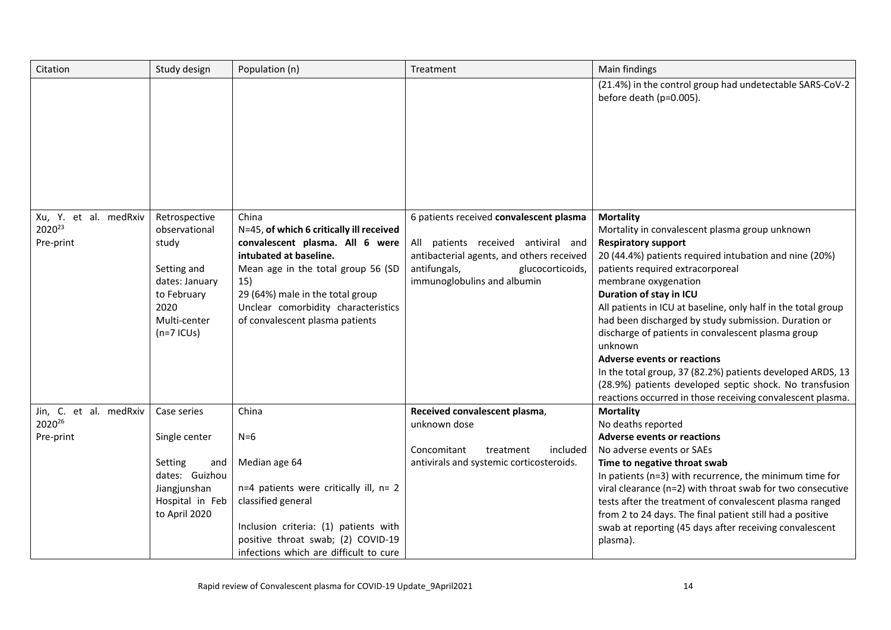| Citation | Study design | Population (n) | Treatment | Main findings |
|---|---|---|---|---|
| | | | | (21.4%) in the control group had undetectable SARS-CoV-2 before death (p=0.005). |
| Xu, Y. et al. medRxiv 2020[23]<br>Pre-print | Retrospective observational study<br><br>Setting and dates: January to February 2020<br>Multi-center (n=7 ICUs) | China<br>N=45, **of which 6 critically ill received convalescent plasma. All 6 were intubated at baseline.**<br>Mean age in the total group 56 (SD 15)<br>29 (64%) male in the total group<br>Unclear comorbidity characteristics of convalescent plasma patients | 6 patients received **convalescent plasma**<br><br>All patients received antiviral and antibacterial agents, and others received antifungals, glucocorticoids, immunoglobulins and albumin | **Mortality**<br>Mortality in convalescent plasma group unknown<br>**Respiratory support**<br>20 (44.4%) patients required intubation and nine (20%) patients required extracorporeal membrane oxygenation<br>**Duration of stay in ICU**<br>All patients in ICU at baseline, only half in the total group had been discharged by study submission. Duration or discharge of patients in convalescent plasma group unknown<br>**Adverse events or reactions**<br>In the total group, 37 (82.2%) patients developed ARDS, 13 (28.9%) patients developed septic shock. No transfusion reactions occurred in those receiving convalescent plasma. |
| Jin, C. et al. medRxiv 2020[26]<br>Pre-print | Case series<br><br>Single center<br><br>Setting and dates: Guizhou Jiangjunshan Hospital in Feb to April 2020 | China<br><br>N=6<br><br>Median age 64<br><br>n=4 patients were critically ill, n= 2 classified general<br><br>Inclusion criteria: (1) patients with positive throat swab; (2) COVID-19 infections which are difficult to cure | **Received convalescent plasma**, unknown dose<br><br>Concomitant treatment included antivirals and systemic corticosteroids. | **Mortality**<br>No deaths reported<br>**Adverse events or reactions**<br>No adverse events or SAEs<br>**Time to negative throat swab**<br>In patients (n=3) with recurrence, the minimum time for viral clearance (n=2) with throat swab for two consecutive tests after the treatment of convalescent plasma ranged from 2 to 24 days. The final patient still had a positive swab at reporting (45 days after receiving convalescent plasma). |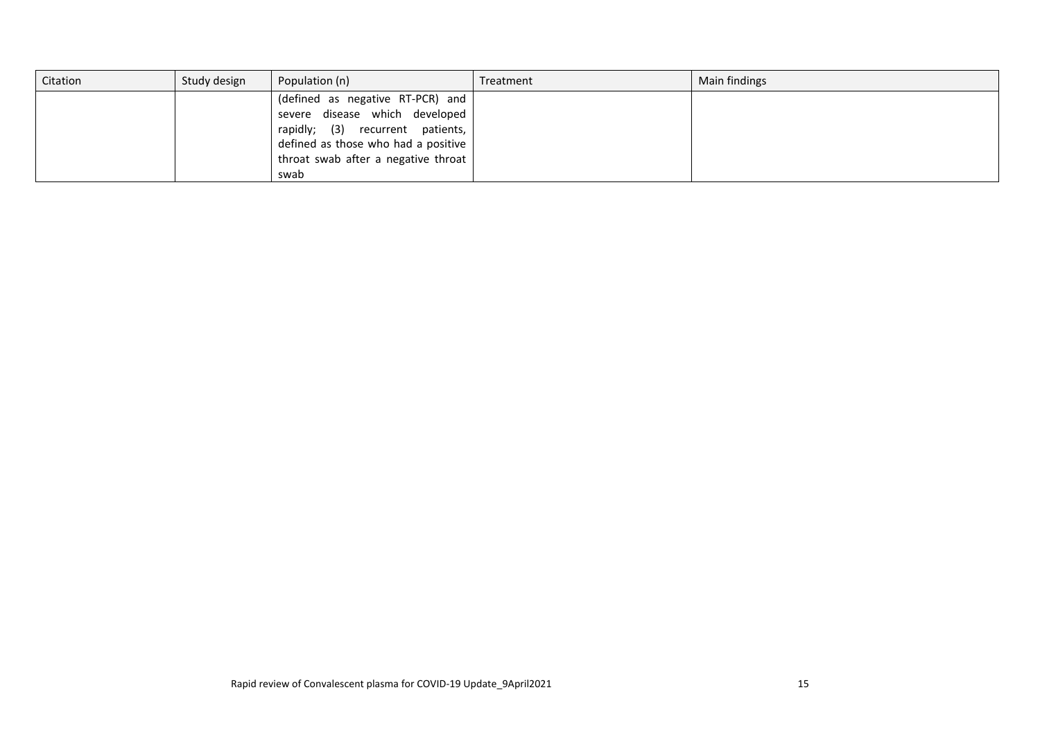| Citation | Study design | Population (n) | Treatment | Main findings |
|---|---|---|---|---|
| | | (defined as negative RT-PCR) and severe disease which developed rapidly; (3) recurrent patients, defined as those who had a positive throat swab after a negative throat swab | | |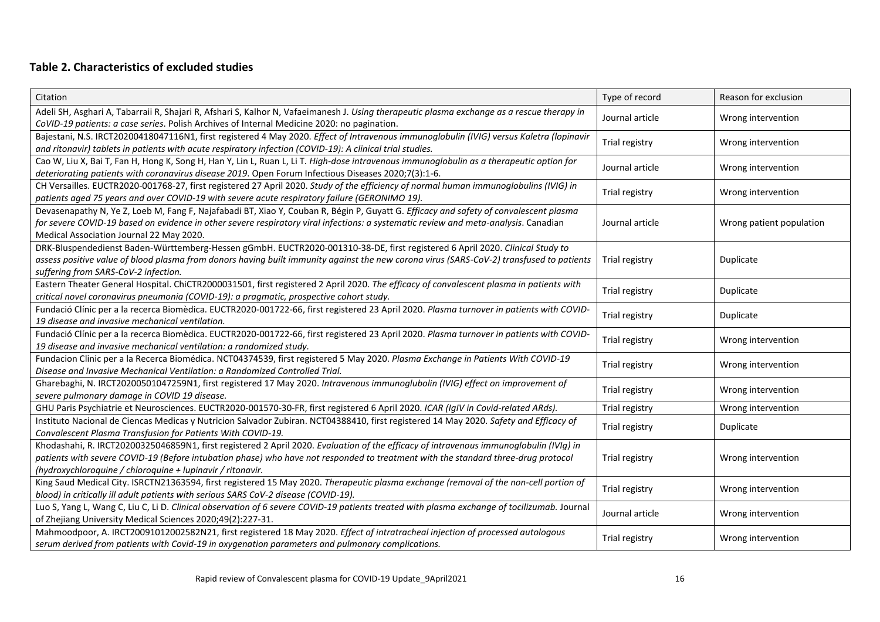### Table 2. Characteristics of excluded studies

| Citation | Type of record | Reason for exclusion |
|---|---|---|
| Adeli SH, Asghari A, Tabarraii R, Shajari R, Afshari S, Kalhor N, Vafaeimanesh J. *Using therapeutic plasma exchange as a rescue therapy in CoVID-19 patients: a case series*. Polish Archives of Internal Medicine 2020: no pagination. | Journal article | Wrong intervention |
| Bajestani, N.S. IRCT20200418047116N1, first registered 4 May 2020. *Effect of Intravenous immunoglubolin (IVIG) versus Kaletra (lopinavir and ritonavir) tablets in patients with acute respiratory infection (COVID-19): A clinical trial studies.* | Trial registry | Wrong intervention |
| Cao W, Liu X, Bai T, Fan H, Hong K, Song H, Han Y, Lin L, Ruan L, Li T. *High-dose intravenous immunoglobulin as a therapeutic option for deteriorating patients with coronavirus disease 2019*. Open Forum Infectious Diseases 2020;7(3):1-6. | Journal article | Wrong intervention |
| CH Versailles. EUCTR2020-001768-27, first registered 27 April 2020. *Study of the efficiency of normal human immunoglobulins (IVIG) in patients aged 75 years and over COVID-19 with severe acute respiratory failure (GERONIMO 19).* | Trial registry | Wrong intervention |
| Devasenapathy N, Ye Z, Loeb M, Fang F, Najafabadi BT, Xiao Y, Couban R, Bégin P, Guyatt G. *Efficacy and safety of convalescent plasma for severe COVID-19 based on evidence in other severe respiratory viral infections: a systematic review and meta-analysis*. Canadian Medical Association Journal 22 May 2020. | Journal article | Wrong patient population |
| DRK-Bluspendedienst Baden-Württemberg-Hessen gGmbH. EUCTR2020-001310-38-DE, first registered 6 April 2020. *Clinical Study to assess positive value of blood plasma from donors having built immunity against the new corona virus (SARS-CoV-2) transfused to patients suffering from SARS-CoV-2 infection.* | Trial registry | Duplicate |
| Eastern Theater General Hospital. ChiCTR2000031501, first registered 2 April 2020. *The efficacy of convalescent plasma in patients with critical novel coronavirus pneumonia (COVID-19): a pragmatic, prospective cohort study.* | Trial registry | Duplicate |
| Fundació Clínic per a la recerca Biomèdica. EUCTR2020-001722-66, first registered 23 April 2020. *Plasma turnover in patients with COVID-19 disease and invasive mechanical ventilation.* | Trial registry | Duplicate |
| Fundació Clínic per a la recerca Biomèdica. EUCTR2020-001722-66, first registered 23 April 2020. *Plasma turnover in patients with COVID-19 disease and invasive mechanical ventilation: a randomized study.* | Trial registry | Wrong intervention |
| Fundacion Clinic per a la Recerca Biomédica. NCT04374539, first registered 5 May 2020. *Plasma Exchange in Patients With COVID-19 Disease and Invasive Mechanical Ventilation: a Randomized Controlled Trial.* | Trial registry | Wrong intervention |
| Gharebaghi, N. IRCT20200501047259N1, first registered 17 May 2020. *Intravenous immunoglubolin (IVIG) effect on improvement of severe pulmonary damage in COVID 19 disease.* | Trial registry | Wrong intervention |
| GHU Paris Psychiatrie et Neurosciences. EUCTR2020-001570-30-FR, first registered 6 April 2020. *ICAR (IgIV in Covid-related ARds).* | Trial registry | Wrong intervention |
| Instituto Nacional de Ciencas Medicas y Nutricion Salvador Zubiran. NCT04388410, first registered 14 May 2020. *Safety and Efficacy of Convalescent Plasma Transfusion for Patients With COVID-19.* | Trial registry | Duplicate |
| Khodashahi, R. IRCT20200325046859N1, first registered 2 April 2020. *Evaluation of the efficacy of intravenous immunoglobulin (IVIg) in patients with severe COVID-19 (Before intubation phase) who have not responded to treatment with the standard three-drug protocol (hydroxychloroquine / chloroquine + lupinavir / ritonavir.* | Trial registry | Wrong intervention |
| King Saud Medical City. ISRCTN21363594, first registered 15 May 2020. *Therapeutic plasma exchange (removal of the non-cell portion of blood) in critically ill adult patients with serious SARS CoV-2 disease (COVID-19).* | Trial registry | Wrong intervention |
| Luo S, Yang L, Wang C, Liu C, Li D. *Clinical observation of 6 severe COVID-19 patients treated with plasma exchange of tocilizumab.* Journal of Zhejiang University Medical Sciences 2020;49(2):227-31. | Journal article | Wrong intervention |
| Mahmoodpoor, A. IRCT20091012002582N21, first registered 18 May 2020. *Effect of intratracheal injection of processed autologous serum derived from patients with Covid-19 in oxygenation parameters and pulmonary complications.* | Trial registry | Wrong intervention |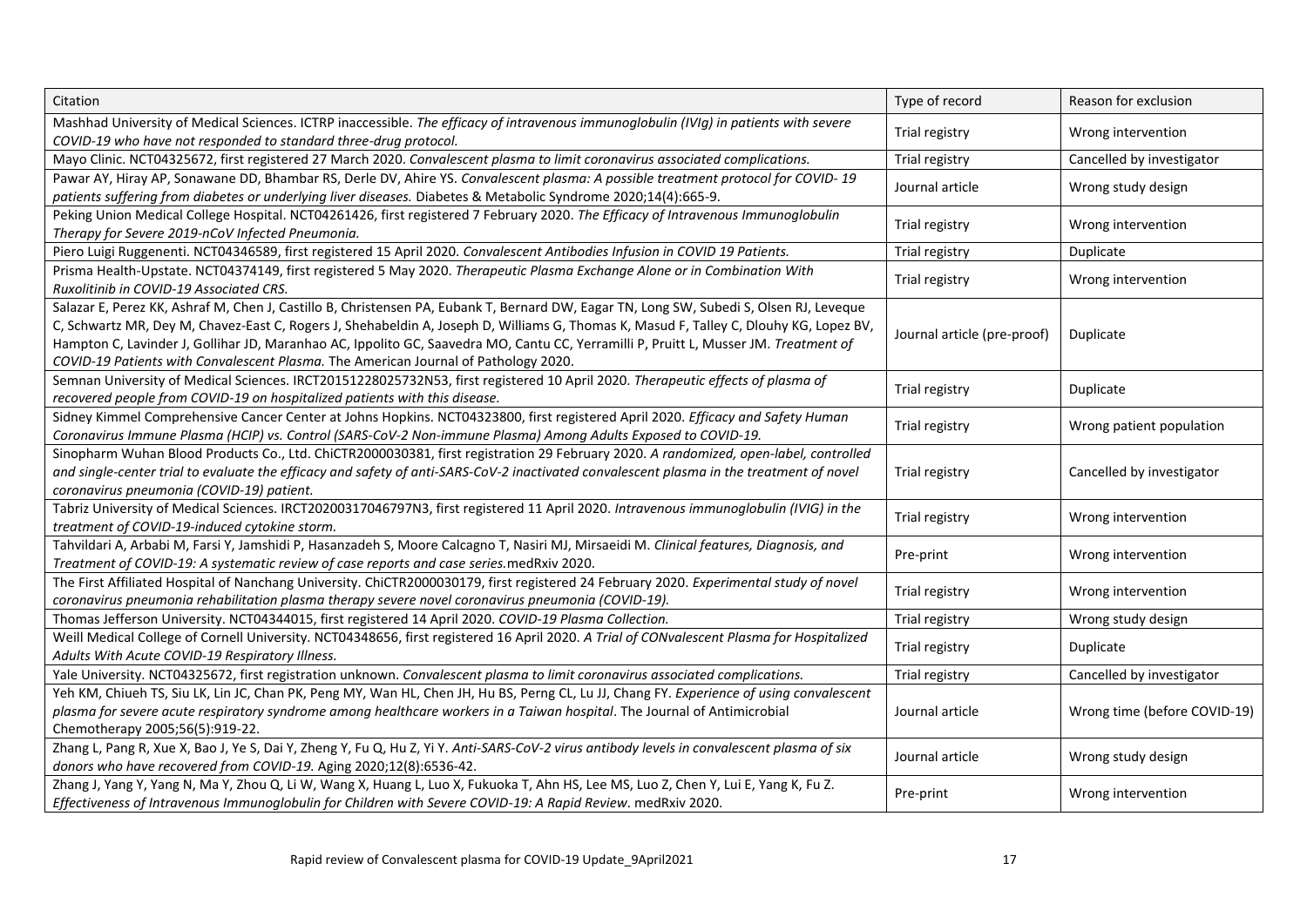| Citation | Type of record | Reason for exclusion |
| --- | --- | --- |
| Mashhad University of Medical Sciences. ICTRP inaccessible. *The efficacy of intravenous immunoglobulin (IVIg) in patients with severe COVID-19 who have not responded to standard three-drug protocol.* | Trial registry | Wrong intervention |
| Mayo Clinic. NCT04325672, first registered 27 March 2020. *Convalescent plasma to limit coronavirus associated complications.* | Trial registry | Cancelled by investigator |
| Pawar AY, Hiray AP, Sonawane DD, Bhambar RS, Derle DV, Ahire YS. *Convalescent plasma: A possible treatment protocol for COVID- 19 patients suffering from diabetes or underlying liver diseases.* Diabetes & Metabolic Syndrome 2020;14(4):665-9. | Journal article | Wrong study design |
| Peking Union Medical College Hospital. NCT04261426, first registered 7 February 2020. *The Efficacy of Intravenous Immunoglobulin Therapy for Severe 2019-nCoV Infected Pneumonia.* | Trial registry | Wrong intervention |
| Piero Luigi Ruggenenti. NCT04346589, first registered 15 April 2020. *Convalescent Antibodies Infusion in COVID 19 Patients.* | Trial registry | Duplicate |
| Prisma Health-Upstate. NCT04374149, first registered 5 May 2020. *Therapeutic Plasma Exchange Alone or in Combination With Ruxolitinib in COVID-19 Associated CRS.* | Trial registry | Wrong intervention |
| Salazar E, Perez KK, Ashraf M, Chen J, Castillo B, Christensen PA, Eubank T, Bernard DW, Eagar TN, Long SW, Subedi S, Olsen RJ, Leveque C, Schwartz MR, Dey M, Chavez-East C, Rogers J, Shehabeldin A, Joseph D, Williams G, Thomas K, Masud F, Talley C, Dlouhy KG, Lopez BV, Hampton C, Lavinder J, Gollihar JD, Maranhao AC, Ippolito GC, Saavedra MO, Cantu CC, Yerramilli P, Pruitt L, Musser JM. *Treatment of COVID-19 Patients with Convalescent Plasma.* The American Journal of Pathology 2020. | Journal article (pre-proof) | Duplicate |
| Semnan University of Medical Sciences. IRCT20151228025732N53, first registered 10 April 2020. *Therapeutic effects of plasma of recovered people from COVID-19 on hospitalized patients with this disease.* | Trial registry | Duplicate |
| Sidney Kimmel Comprehensive Cancer Center at Johns Hopkins. NCT04323800, first registered April 2020. *Efficacy and Safety Human Coronavirus Immune Plasma (HCIP) vs. Control (SARS-CoV-2 Non-immune Plasma) Among Adults Exposed to COVID-19.* | Trial registry | Wrong patient population |
| Sinopharm Wuhan Blood Products Co., Ltd. ChiCTR2000030381, first registration 29 February 2020. *A randomized, open-label, controlled and single-center trial to evaluate the efficacy and safety of anti-SARS-CoV-2 inactivated convalescent plasma in the treatment of novel coronavirus pneumonia (COVID-19) patient.* | Trial registry | Cancelled by investigator |
| Tabriz University of Medical Sciences. IRCT20200317046797N3, first registered 11 April 2020. *Intravenous immunoglobulin (IVIG) in the treatment of COVID-19-induced cytokine storm.* | Trial registry | Wrong intervention |
| Tahvildari A, Arbabi M, Farsi Y, Jamshidi P, Hasanzadeh S, Moore Calcagno T, Nasiri MJ, Mirsaeidi M. *Clinical features, Diagnosis, and Treatment of COVID-19: A systematic review of case reports and case series.* medRxiv 2020. | Pre-print | Wrong intervention |
| The First Affiliated Hospital of Nanchang University. ChiCTR2000030179, first registered 24 February 2020. *Experimental study of novel coronavirus pneumonia rehabilitation plasma therapy severe novel coronavirus pneumonia (COVID-19).* | Trial registry | Wrong intervention |
| Thomas Jefferson University. NCT04344015, first registered 14 April 2020. *COVID-19 Plasma Collection.* | Trial registry | Wrong study design |
| Weill Medical College of Cornell University. NCT04348656, first registered 16 April 2020. *A Trial of CONvalescent Plasma for Hospitalized Adults With Acute COVID-19 Respiratory Illness.* | Trial registry | Duplicate |
| Yale University. NCT04325672, first registration unknown. *Convalescent plasma to limit coronavirus associated complications.* | Trial registry | Cancelled by investigator |
| Yeh KM, Chiueh TS, Siu LK, Lin JC, Chan PK, Peng MY, Wan HL, Chen JH, Hu BS, Perng CL, Lu JJ, Chang FY. *Experience of using convalescent plasma for severe acute respiratory syndrome among healthcare workers in a Taiwan hospital*. The Journal of Antimicrobial Chemotherapy 2005;56(5):919-22. | Journal article | Wrong time (before COVID-19) |
| Zhang L, Pang R, Xue X, Bao J, Ye S, Dai Y, Zheng Y, Fu Q, Hu Z, Yi Y. *Anti-SARS-CoV-2 virus antibody levels in convalescent plasma of six donors who have recovered from COVID-19.* Aging 2020;12(8):6536-42. | Journal article | Wrong study design |
| Zhang J, Yang Y, Yang N, Ma Y, Zhou Q, Li W, Wang X, Huang L, Luo X, Fukuoka T, Ahn HS, Lee MS, Luo Z, Chen Y, Lui E, Yang K, Fu Z. *Effectiveness of Intravenous Immunoglobulin for Children with Severe COVID-19: A Rapid Review*. medRxiv 2020. | Pre-print | Wrong intervention |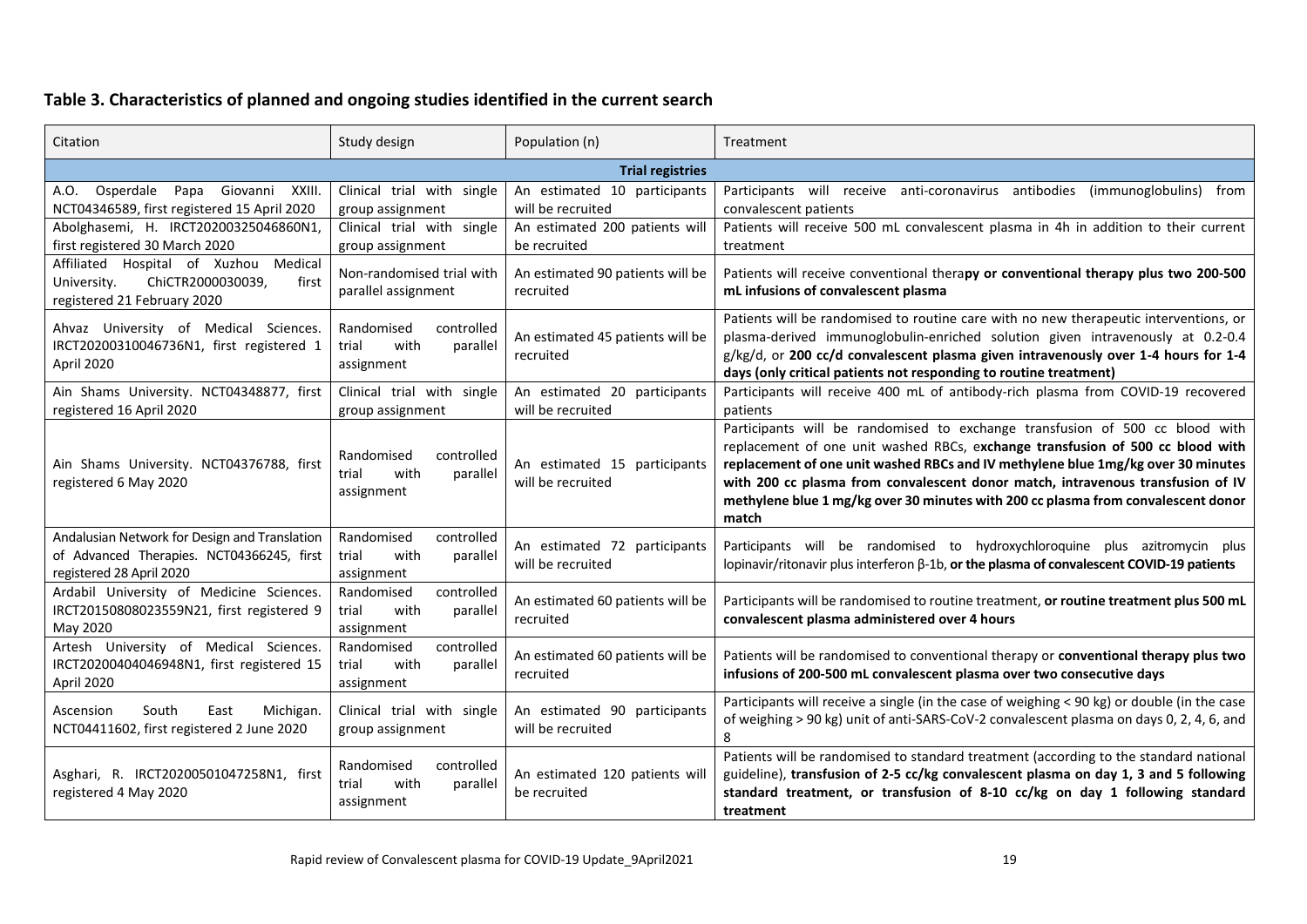## Table 3. Characteristics of planned and ongoing studies identified in the current search

| Citation | Study design | Population (n) | Treatment |
|---|---|---|---|
| **Trial registries** | | | |
| A.O. Osperdale Papa Giovanni XXIII. NCT04346589, first registered 15 April 2020 | Clinical trial with single group assignment | An estimated 10 participants will be recruited | Participants will receive anti-coronavirus antibodies (immunoglobulins) from convalescent patients |
| Abolghasemi, H. IRCT20200325046860N1, first registered 30 March 2020 | Clinical trial with single group assignment | An estimated 200 patients will be recruited | Patients will receive 500 mL convalescent plasma in 4h in addition to their current treatment |
| Affiliated Hospital of Xuzhou Medical University. ChiCTR2000030039, first registered 21 February 2020 | Non-randomised trial with parallel assignment | An estimated 90 patients will be recruited | Patients will receive conventional thera**py or conventional therapy plus two 200-500 mL infusions of convalescent plasma** |
| Ahvaz University of Medical Sciences. IRCT20200310046736N1, first registered 1 April 2020 | Randomised controlled trial with parallel assignment | An estimated 45 patients will be recruited | Patients will be randomised to routine care with no new therapeutic interventions, or plasma-derived immunoglobulin-enriched solution given intravenously at 0.2-0.4 g/kg/d, or **200 cc/d convalescent plasma given intravenously over 1-4 hours for 1-4 days (only critical patients not responding to routine treatment)** |
| Ain Shams University. NCT04348877, first registered 16 April 2020 | Clinical trial with single group assignment | An estimated 20 participants will be recruited | Participants will receive 400 mL of antibody-rich plasma from COVID-19 recovered patients |
| Ain Shams University. NCT04376788, first registered 6 May 2020 | Randomised controlled trial with parallel assignment | An estimated 15 participants will be recruited | Participants will be randomised to exchange transfusion of 500 cc blood with replacement of one unit washed RBCs, e**xchange transfusion of 500 cc blood with replacement of one unit washed RBCs and IV methylene blue 1mg/kg over 30 minutes with 200 cc plasma from convalescent donor match, intravenous transfusion of IV methylene blue 1 mg/kg over 30 minutes with 200 cc plasma from convalescent donor match** |
| Andalusian Network for Design and Translation of Advanced Therapies. NCT04366245, first registered 28 April 2020 | Randomised controlled trial with parallel assignment | An estimated 72 participants will be recruited | Participants will be randomised to hydroxychloroquine plus azitromycin plus lopinavir/ritonavir plus interferon β-1b, **or the plasma of convalescent COVID-19 patients** |
| Ardabil University of Medicine Sciences. IRCT20150808023559N21, first registered 9 May 2020 | Randomised controlled trial with parallel assignment | An estimated 60 patients will be recruited | Participants will be randomised to routine treatment, **or routine treatment plus 500 mL convalescent plasma administered over 4 hours** |
| Artesh University of Medical Sciences. IRCT20200404046948N1, first registered 15 April 2020 | Randomised controlled trial with parallel assignment | An estimated 60 patients will be recruited | Patients will be randomised to conventional therapy or **conventional therapy plus two infusions of 200-500 mL convalescent plasma over two consecutive days** |
| Ascension South East Michigan. NCT04411602, first registered 2 June 2020 | Clinical trial with single group assignment | An estimated 90 participants will be recruited | Participants will receive a single (in the case of weighing < 90 kg) or double (in the case of weighing > 90 kg) unit of anti-SARS-CoV-2 convalescent plasma on days 0, 2, 4, 6, and 8 |
| Asghari, R. IRCT20200501047258N1, first registered 4 May 2020 | Randomised controlled trial with parallel assignment | An estimated 120 patients will be recruited | Patients will be randomised to standard treatment (according to the standard national guideline), **transfusion of 2-5 cc/kg convalescent plasma on day 1, 3 and 5 following standard treatment, or transfusion of 8-10 cc/kg on day 1 following standard treatment** |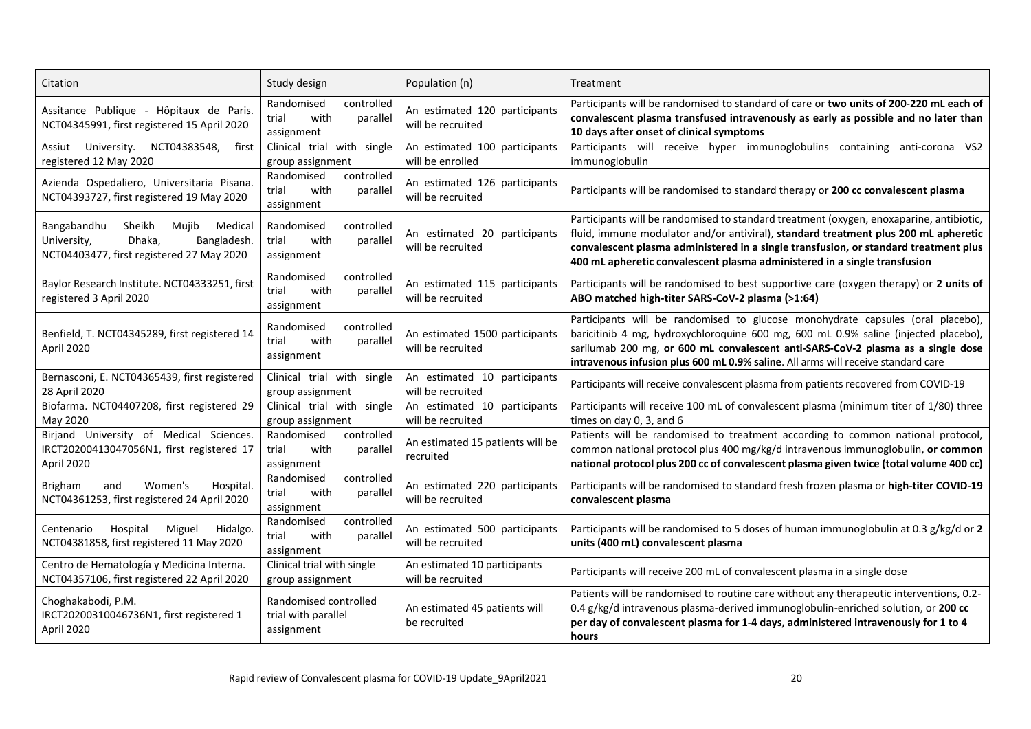| Citation | Study design | Population (n) | Treatment |
|---|---|---|---|
| Assitance Publique - Hôpitaux de Paris. NCT04345991, first registered 15 April 2020 | Randomised controlled trial with parallel assignment | An estimated 120 participants will be recruited | Participants will be randomised to standard of care or **two units of 200-220 mL each of convalescent plasma transfused intravenously as early as possible and no later than 10 days after onset of clinical symptoms** |
| Assiut University. NCT04383548, first registered 12 May 2020 | Clinical trial with single group assignment | An estimated 100 participants will be enrolled | Participants will receive hyper immunoglobulins containing anti-corona VS2 immunoglobulin |
| Azienda Ospedaliero, Universitaria Pisana. NCT04393727, first registered 19 May 2020 | Randomised controlled trial with parallel assignment | An estimated 126 participants will be recruited | Participants will be randomised to standard therapy or **200 cc convalescent plasma** |
| Bangabandhu Sheikh Mujib Medical University, Dhaka, Bangladesh. NCT04403477, first registered 27 May 2020 | Randomised controlled trial with parallel assignment | An estimated 20 participants will be recruited | Participants will be randomised to standard treatment (oxygen, enoxaparine, antibiotic, fluid, immune modulator and/or antiviral), **standard treatment plus 200 mL apheretic convalescent plasma administered in a single transfusion, or standard treatment plus 400 mL apheretic convalescent plasma administered in a single transfusion** |
| Baylor Research Institute. NCT04333251, first registered 3 April 2020 | Randomised controlled trial with parallel assignment | An estimated 115 participants will be recruited | Participants will be randomised to best supportive care (oxygen therapy) or **2 units of ABO matched high-titer SARS-CoV-2 plasma (>1:64)** |
| Benfield, T. NCT04345289, first registered 14 April 2020 | Randomised controlled trial with parallel assignment | An estimated 1500 participants will be recruited | Participants will be randomised to glucose monohydrate capsules (oral placebo), baricitinib 4 mg, hydroxychloroquine 600 mg, 600 mL 0.9% saline (injected placebo), sarilumab 200 mg, **or 600 mL convalescent anti-SARS-CoV-2 plasma as a single dose intravenous infusion plus 600 mL 0.9% saline**. All arms will receive standard care |
| Bernasconi, E. NCT04365439, first registered 28 April 2020 | Clinical trial with single group assignment | An estimated 10 participants will be recruited | Participants will receive convalescent plasma from patients recovered from COVID-19 |
| Biofarma. NCT04407208, first registered 29 May 2020 | Clinical trial with single group assignment | An estimated 10 participants will be recruited | Participants will receive 100 mL of convalescent plasma (minimum titer of 1/80) three times on day 0, 3, and 6 |
| Birjand University of Medical Sciences. IRCT20200413047056N1, first registered 17 April 2020 | Randomised controlled trial with parallel assignment | An estimated 15 patients will be recruited | Patients will be randomised to treatment according to common national protocol, common national protocol plus 400 mg/kg/d intravenous immunoglobulin, **or common national protocol plus 200 cc of convalescent plasma given twice (total volume 400 cc)** |
| Brigham and Women's Hospital. NCT04361253, first registered 24 April 2020 | Randomised controlled trial with parallel assignment | An estimated 220 participants will be recruited | Participants will be randomised to standard fresh frozen plasma or **high-titer COVID-19 convalescent plasma** |
| Centenario Hospital Miguel Hidalgo. NCT04381858, first registered 11 May 2020 | Randomised controlled trial with parallel assignment | An estimated 500 participants will be recruited | Participants will be randomised to 5 doses of human immunoglobulin at 0.3 g/kg/d or **2 units (400 mL) convalescent plasma** |
| Centro de Hematología y Medicina Interna. NCT04357106, first registered 22 April 2020 | Clinical trial with single group assignment | An estimated 10 participants will be recruited | Participants will receive 200 mL of convalescent plasma in a single dose |
| Choghakabodi, P.M. IRCT20200310046736N1, first registered 1 April 2020 | Randomised controlled trial with parallel assignment | An estimated 45 patients will be recruited | Patients will be randomised to routine care without any therapeutic interventions, 0.2-0.4 g/kg/d intravenous plasma-derived immunoglobulin-enriched solution, or **200 cc per day of convalescent plasma for 1-4 days, administered intravenously for 1 to 4 hours** |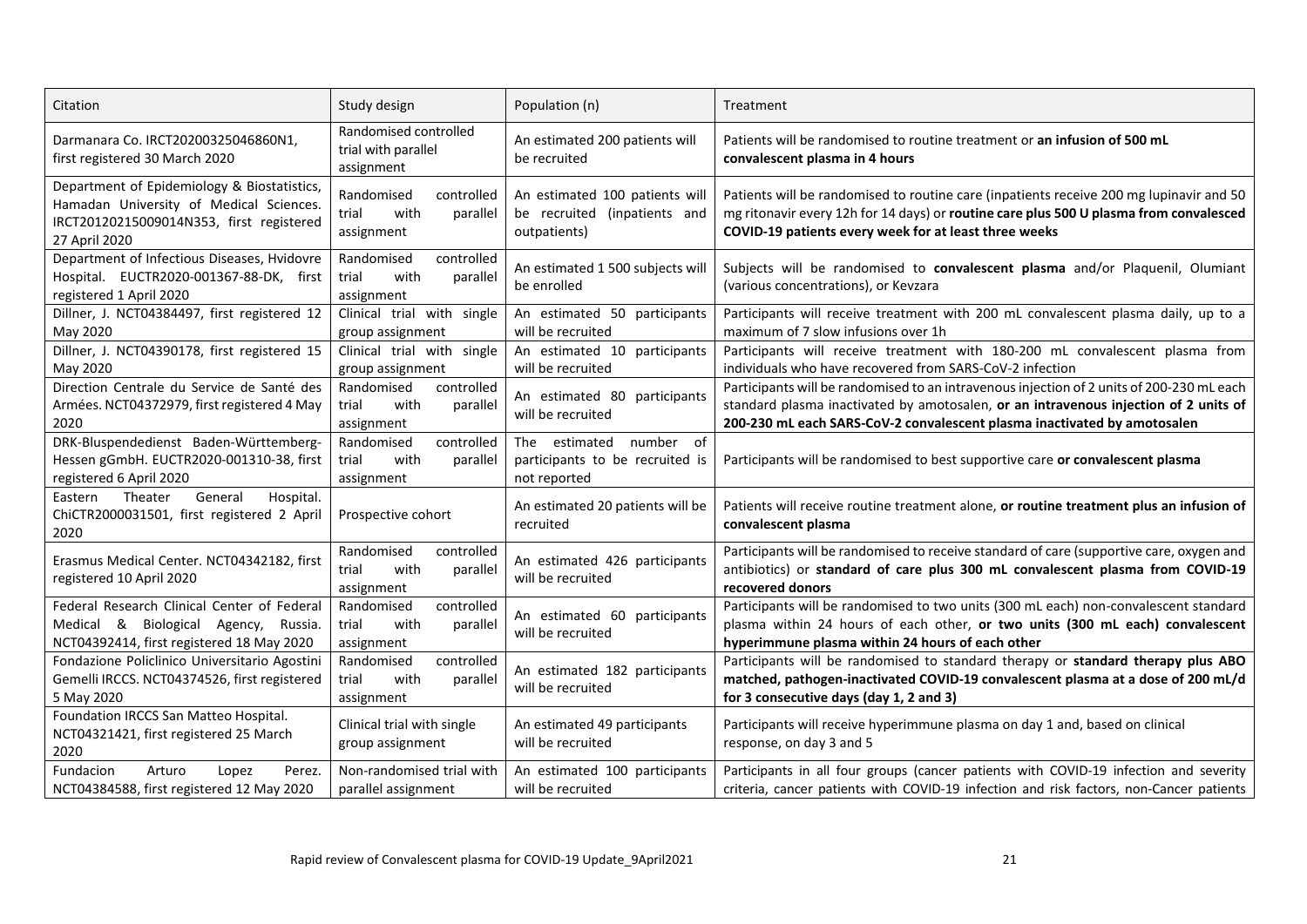| Citation | Study design | Population (n) | Treatment |
|---|---|---|---|
| Darmanara Co. IRCT20200325046860N1, first registered 30 March 2020 | Randomised controlled trial with parallel assignment | An estimated 200 patients will be recruited | Patients will be randomised to routine treatment or **an infusion of 500 mL convalescent plasma in 4 hours** |
| Department of Epidemiology & Biostatistics, Hamadan University of Medical Sciences. IRCT20120215009014N353, first registered 27 April 2020 | Randomised controlled trial with parallel assignment | An estimated 100 patients will be recruited (inpatients and outpatients) | Patients will be randomised to routine care (inpatients receive 200 mg lupinavir and 50 mg ritonavir every 12h for 14 days) or **routine care plus 500 U plasma from convalesced COVID-19 patients every week for at least three weeks** |
| Department of Infectious Diseases, Hvidovre Hospital. EUCTR2020-001367-88-DK, first registered 1 April 2020 | Randomised controlled trial with parallel assignment | An estimated 1 500 subjects will be enrolled | Subjects will be randomised to **convalescent plasma** and/or Plaquenil, Olumiant (various concentrations), or Kevzara |
| Dillner, J. NCT04384497, first registered 12 May 2020 | Clinical trial with single group assignment | An estimated 50 participants will be recruited | Participants will receive treatment with 200 mL convalescent plasma daily, up to a maximum of 7 slow infusions over 1h |
| Dillner, J. NCT04390178, first registered 15 May 2020 | Clinical trial with single group assignment | An estimated 10 participants will be recruited | Participants will receive treatment with 180-200 mL convalescent plasma from individuals who have recovered from SARS-CoV-2 infection |
| Direction Centrale du Service de Santé des Armées. NCT04372979, first registered 4 May 2020 | Randomised controlled trial with parallel assignment | An estimated 80 participants will be recruited | Participants will be randomised to an intravenous injection of 2 units of 200-230 mL each standard plasma inactivated by amotosalen, **or an intravenous injection of 2 units of 200-230 mL each SARS-CoV-2 convalescent plasma inactivated by amotosalen** |
| DRK-Bluspendedienst Baden-Württemberg-Hessen gGmbH. EUCTR2020-001310-38, first registered 6 April 2020 | Randomised controlled trial with parallel assignment | The estimated number of participants to be recruited is not reported | Participants will be randomised to best supportive care **or convalescent plasma** |
| Eastern Theater General Hospital. ChiCTR2000031501, first registered 2 April 2020 | Prospective cohort | An estimated 20 patients will be recruited | Patients will receive routine treatment alone, **or routine treatment plus an infusion of convalescent plasma** |
| Erasmus Medical Center. NCT04342182, first registered 10 April 2020 | Randomised controlled trial with parallel assignment | An estimated 426 participants will be recruited | Participants will be randomised to receive standard of care (supportive care, oxygen and antibiotics) or **standard of care plus 300 mL convalescent plasma from COVID-19 recovered donors** |
| Federal Research Clinical Center of Federal Medical & Biological Agency, Russia. NCT04392414, first registered 18 May 2020 | Randomised controlled trial with parallel assignment | An estimated 60 participants will be recruited | Participants will be randomised to two units (300 mL each) non-convalescent standard plasma within 24 hours of each other, **or two units (300 mL each) convalescent hyperimmune plasma within 24 hours of each other** |
| Fondazione Policlinico Universitario Agostini Gemelli IRCCS. NCT04374526, first registered 5 May 2020 | Randomised controlled trial with parallel assignment | An estimated 182 participants will be recruited | Participants will be randomised to standard therapy or **standard therapy plus ABO matched, pathogen-inactivated COVID-19 convalescent plasma at a dose of 200 mL/d for 3 consecutive days (day 1, 2 and 3)** |
| Foundation IRCCS San Matteo Hospital. NCT04321421, first registered 25 March 2020 | Clinical trial with single group assignment | An estimated 49 participants will be recruited | Participants will receive hyperimmune plasma on day 1 and, based on clinical response, on day 3 and 5 |
| Fundacion Arturo Lopez Perez. NCT04384588, first registered 12 May 2020 | Non-randomised trial with parallel assignment | An estimated 100 participants will be recruited | Participants in all four groups (cancer patients with COVID-19 infection and severity criteria, cancer patients with COVID-19 infection and risk factors, non-Cancer patients |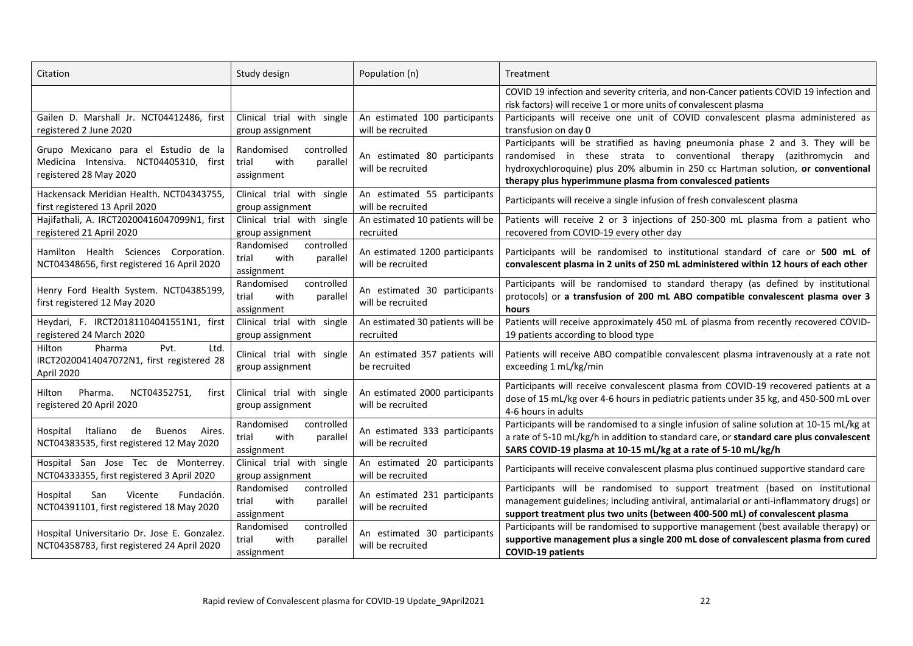| Citation | Study design | Population (n) | Treatment |
|---|---|---|---|
| | | | COVID 19 infection and severity criteria, and non-Cancer patients COVID 19 infection and risk factors) will receive 1 or more units of convalescent plasma |
| Gailen D. Marshall Jr. NCT04412486, first registered 2 June 2020 | Clinical trial with single group assignment | An estimated 100 participants will be recruited | Participants will receive one unit of COVID convalescent plasma administered as transfusion on day 0 |
| Grupo Mexicano para el Estudio de la Medicina Intensiva. NCT04405310, first registered 28 May 2020 | Randomised controlled trial with parallel assignment | An estimated 80 participants will be recruited | Participants will be stratified as having pneumonia phase 2 and 3. They will be randomised in these strata to conventional therapy (azithromycin and hydroxychloroquine) plus 20% albumin in 250 cc Hartman solution, **or conventional therapy plus hyperimmune plasma from convalesced patients** |
| Hackensack Meridian Health. NCT04343755, first registered 13 April 2020 | Clinical trial with single group assignment | An estimated 55 participants will be recruited | Participants will receive a single infusion of fresh convalescent plasma |
| Hajifathali, A. IRCT20200416047099N1, first registered 21 April 2020 | Clinical trial with single group assignment | An estimated 10 patients will be recruited | Patients will receive 2 or 3 injections of 250-300 mL plasma from a patient who recovered from COVID-19 every other day |
| Hamilton Health Sciences Corporation. NCT04348656, first registered 16 April 2020 | Randomised controlled trial with parallel assignment | An estimated 1200 participants will be recruited | Participants will be randomised to institutional standard of care or **500 mL of convalescent plasma in 2 units of 250 mL administered within 12 hours of each other** |
| Henry Ford Health System. NCT04385199, first registered 12 May 2020 | Randomised controlled trial with parallel assignment | An estimated 30 participants will be recruited | Participants will be randomised to standard therapy (as defined by institutional protocols) or **a transfusion of 200 mL ABO compatible convalescent plasma over 3 hours** |
| Heydari, F. IRCT20181104041551N1, first registered 24 March 2020 | Clinical trial with single group assignment | An estimated 30 patients will be recruited | Patients will receive approximately 450 mL of plasma from recently recovered COVID-19 patients according to blood type |
| Hilton Pharma Pvt. Ltd. IRCT20200414047072N1, first registered 28 April 2020 | Clinical trial with single group assignment | An estimated 357 patients will be recruited | Patients will receive ABO compatible convalescent plasma intravenously at a rate not exceeding 1 mL/kg/min |
| Hilton Pharma. NCT04352751, first registered 20 April 2020 | Clinical trial with single group assignment | An estimated 2000 participants will be recruited | Participants will receive convalescent plasma from COVID-19 recovered patients at a dose of 15 mL/kg over 4-6 hours in pediatric patients under 35 kg, and 450-500 mL over 4-6 hours in adults |
| Hospital Italiano de Buenos Aires. NCT04383535, first registered 12 May 2020 | Randomised controlled trial with parallel assignment | An estimated 333 participants will be recruited | Participants will be randomised to a single infusion of saline solution at 10-15 mL/kg at a rate of 5-10 mL/kg/h in addition to standard care, or **standard care plus convalescent SARS COVID-19 plasma at 10-15 mL/kg at a rate of 5-10 mL/kg/h** |
| Hospital San Jose Tec de Monterrey. NCT04333355, first registered 3 April 2020 | Clinical trial with single group assignment | An estimated 20 participants will be recruited | Participants will receive convalescent plasma plus continued supportive standard care |
| Hospital San Vicente Fundación. NCT04391101, first registered 18 May 2020 | Randomised controlled trial with parallel assignment | An estimated 231 participants will be recruited | Participants will be randomised to support treatment (based on institutional management guidelines; including antiviral, antimalarial or anti-inflammatory drugs) or **support treatment plus two units (between 400-500 mL) of convalescent plasma** |
| Hospital Universitario Dr. Jose E. Gonzalez. NCT04358783, first registered 24 April 2020 | Randomised controlled trial with parallel assignment | An estimated 30 participants will be recruited | Participants will be randomised to supportive management (best available therapy) or **supportive management plus a single 200 mL dose of convalescent plasma from cured COVID-19 patients** |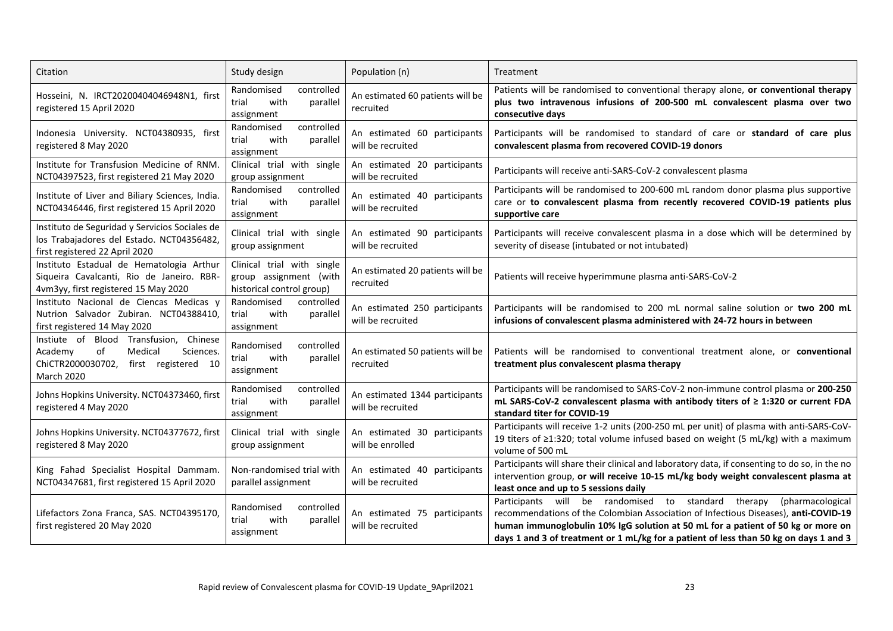| Citation | Study design | Population (n) | Treatment |
|---|---|---|---|
| Hosseini, N. IRCT20200404046948N1, first registered 15 April 2020 | Randomised controlled trial with parallel assignment | An estimated 60 patients will be recruited | Patients will be randomised to conventional therapy alone, **or conventional therapy plus two intravenous infusions of 200-500 mL convalescent plasma over two consecutive days** |
| Indonesia University. NCT04380935, first registered 8 May 2020 | Randomised controlled trial with parallel assignment | An estimated 60 participants will be recruited | Participants will be randomised to standard of care or **standard of care plus convalescent plasma from recovered COVID-19 donors** |
| Institute for Transfusion Medicine of RNM. NCT04397523, first registered 21 May 2020 | Clinical trial with single group assignment | An estimated 20 participants will be recruited | Participants will receive anti-SARS-CoV-2 convalescent plasma |
| Institute of Liver and Biliary Sciences, India. NCT04346446, first registered 15 April 2020 | Randomised controlled trial with parallel assignment | An estimated 40 participants will be recruited | Participants will be randomised to 200-600 mL random donor plasma plus supportive care or **to convalescent plasma from recently recovered COVID-19 patients plus supportive care** |
| Instituto de Seguridad y Servicios Sociales de los Trabajadores del Estado. NCT04356482, first registered 22 April 2020 | Clinical trial with single group assignment | An estimated 90 participants will be recruited | Participants will receive convalescent plasma in a dose which will be determined by severity of disease (intubated or not intubated) |
| Instituto Estadual de Hematologia Arthur Siqueira Cavalcanti, Rio de Janeiro. RBR-4vm3yy, first registered 15 May 2020 | Clinical trial with single group assignment (with historical control group) | An estimated 20 patients will be recruited | Patients will receive hyperimmune plasma anti-SARS-CoV-2 |
| Instituto Nacional de Ciencas Medicas y Nutrion Salvador Zubiran. NCT04388410, first registered 14 May 2020 | Randomised controlled trial with parallel assignment | An estimated 250 participants will be recruited | Participants will be randomised to 200 mL normal saline solution or **two 200 mL infusions of convalescent plasma administered with 24-72 hours in between** |
| Instiute of Blood Transfusion, Chinese Academy of Medical Sciences. ChiCTR2000030702, first registered 10 March 2020 | Randomised controlled trial with parallel assignment | An estimated 50 patients will be recruited | Patients will be randomised to conventional treatment alone, or **conventional treatment plus convalescent plasma therapy** |
| Johns Hopkins University. NCT04373460, first registered 4 May 2020 | Randomised controlled trial with parallel assignment | An estimated 1344 participants will be recruited | Participants will be randomised to SARS-CoV-2 non-immune control plasma or **200-250 mL SARS-CoV-2 convalescent plasma with antibody titers of ≥ 1:320 or current FDA standard titer for COVID-19** |
| Johns Hopkins University. NCT04377672, first registered 8 May 2020 | Clinical trial with single group assignment | An estimated 30 participants will be enrolled | Participants will receive 1-2 units (200-250 mL per unit) of plasma with anti-SARS-CoV-19 titers of ≥1:320; total volume infused based on weight (5 mL/kg) with a maximum volume of 500 mL |
| King Fahad Specialist Hospital Dammam. NCT04347681, first registered 15 April 2020 | Non-randomised trial with parallel assignment | An estimated 40 participants will be recruited | Participants will share their clinical and laboratory data, if consenting to do so, in the no intervention group, **or will receive 10-15 mL/kg body weight convalescent plasma at least once and up to 5 sessions daily** |
| Lifefactors Zona Franca, SAS. NCT04395170, first registered 20 May 2020 | Randomised controlled trial with parallel assignment | An estimated 75 participants will be recruited | Participants will be randomised to standard therapy (pharmacological recommendations of the Colombian Association of Infectious Diseases), **anti-COVID-19 human immunoglobulin 10% IgG solution at 50 mL for a patient of 50 kg or more on days 1 and 3 of treatment or 1 mL/kg for a patient of less than 50 kg on days 1 and 3** |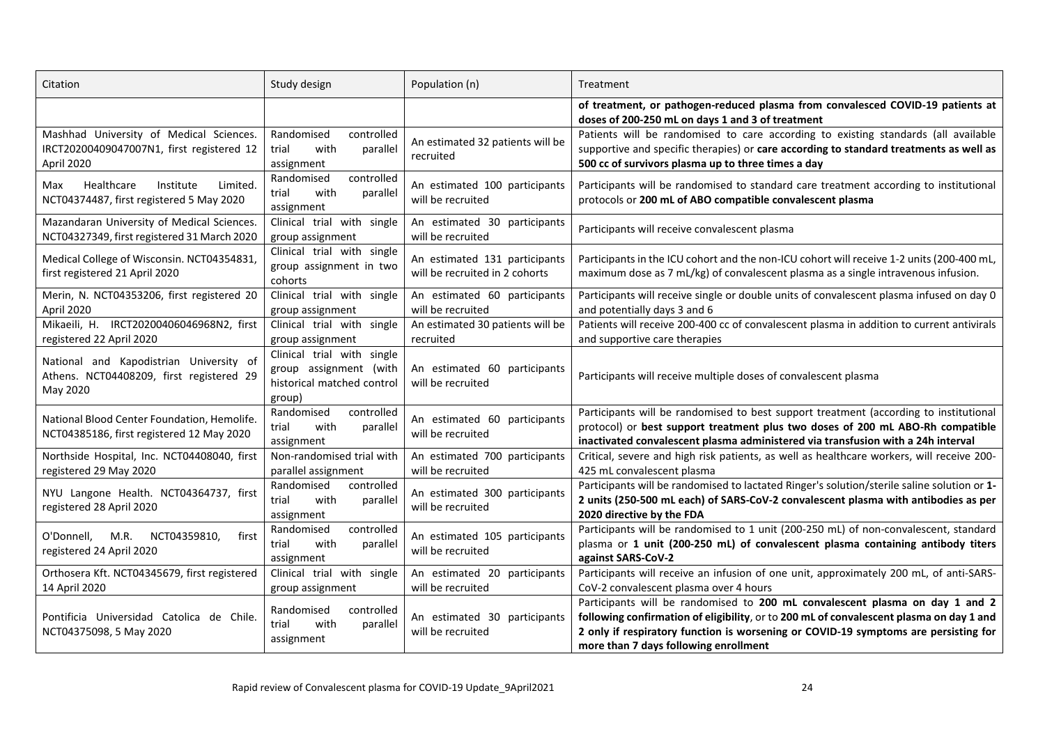| Citation | Study design | Population (n) | Treatment |
|---|---|---|---|
| | | | **of treatment, or pathogen-reduced plasma from convalesced COVID-19 patients at doses of 200-250 mL on days 1 and 3 of treatment** |
| Mashhad University of Medical Sciences. IRCT20200409047007N1, first registered 12 April 2020 | Randomised controlled trial with parallel assignment | An estimated 32 patients will be recruited | Patients will be randomised to care according to existing standards (all available supportive and specific therapies) or **care according to standard treatments as well as 500 cc of survivors plasma up to three times a day** |
| Max Healthcare Institute Limited. NCT04374487, first registered 5 May 2020 | Randomised controlled trial with parallel assignment | An estimated 100 participants will be recruited | Participants will be randomised to standard care treatment according to institutional protocols or **200 mL of ABO compatible convalescent plasma** |
| Mazandaran University of Medical Sciences. NCT04327349, first registered 31 March 2020 | Clinical trial with single group assignment | An estimated 30 participants will be recruited | Participants will receive convalescent plasma |
| Medical College of Wisconsin. NCT04354831, first registered 21 April 2020 | Clinical trial with single group assignment in two cohorts | An estimated 131 participants will be recruited in 2 cohorts | Participants in the ICU cohort and the non-ICU cohort will receive 1-2 units (200-400 mL, maximum dose as 7 mL/kg) of convalescent plasma as a single intravenous infusion. |
| Merin, N. NCT04353206, first registered 20 April 2020 | Clinical trial with single group assignment | An estimated 60 participants will be recruited | Participants will receive single or double units of convalescent plasma infused on day 0 and potentially days 3 and 6 |
| Mikaeili, H. IRCT20200406046968N2, first registered 22 April 2020 | Clinical trial with single group assignment | An estimated 30 patients will be recruited | Patients will receive 200-400 cc of convalescent plasma in addition to current antivirals and supportive care therapies |
| National and Kapodistrian University of Athens. NCT04408209, first registered 29 May 2020 | Clinical trial with single group assignment (with historical matched control group) | An estimated 60 participants will be recruited | Participants will receive multiple doses of convalescent plasma |
| National Blood Center Foundation, Hemolife. NCT04385186, first registered 12 May 2020 | Randomised controlled trial with parallel assignment | An estimated 60 participants will be recruited | Participants will be randomised to best support treatment (according to institutional protocol) or **best support treatment plus two doses of 200 mL ABO-Rh compatible inactivated convalescent plasma administered via transfusion with a 24h interval** |
| Northside Hospital, Inc. NCT04408040, first registered 29 May 2020 | Non-randomised trial with parallel assignment | An estimated 700 participants will be recruited | Critical, severe and high risk patients, as well as healthcare workers, will receive 200-425 mL convalescent plasma |
| NYU Langone Health. NCT04364737, first registered 28 April 2020 | Randomised controlled trial with parallel assignment | An estimated 300 participants will be recruited | Participants will be randomised to lactated Ringer's solution/sterile saline solution or **1-2 units (250-500 mL each) of SARS-CoV-2 convalescent plasma with antibodies as per 2020 directive by the FDA** |
| O'Donnell, M.R. NCT04359810, first registered 24 April 2020 | Randomised controlled trial with parallel assignment | An estimated 105 participants will be recruited | Participants will be randomised to 1 unit (200-250 mL) of non-convalescent, standard plasma or **1 unit (200-250 mL) of convalescent plasma containing antibody titers against SARS-CoV-2** |
| Orthosera Kft. NCT04345679, first registered 14 April 2020 | Clinical trial with single group assignment | An estimated 20 participants will be recruited | Participants will receive an infusion of one unit, approximately 200 mL, of anti-SARS-CoV-2 convalescent plasma over 4 hours |
| Pontificia Universidad Catolica de Chile. NCT04375098, 5 May 2020 | Randomised controlled trial with parallel assignment | An estimated 30 participants will be recruited | Participants will be randomised to **200 mL convalescent plasma on day 1 and 2 following confirmation of eligibility**, or to **200 mL of convalescent plasma on day 1 and 2 only if respiratory function is worsening or COVID-19 symptoms are persisting for more than 7 days following enrollment** |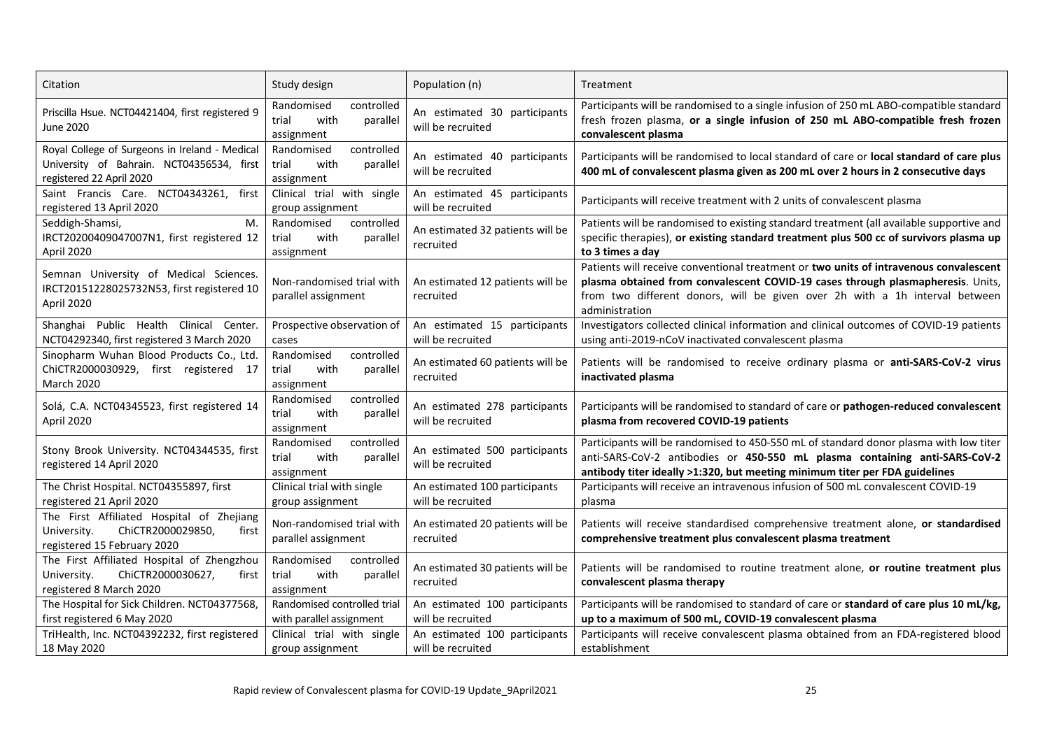| Citation | Study design | Population (n) | Treatment |
|---|---|---|---|
| Priscilla Hsue. NCT04421404, first registered 9 June 2020 | Randomised controlled trial with parallel assignment | An estimated 30 participants will be recruited | Participants will be randomised to a single infusion of 250 mL ABO-compatible standard fresh frozen plasma, **or a single infusion of 250 mL ABO-compatible fresh frozen convalescent plasma** |
| Royal College of Surgeons in Ireland - Medical University of Bahrain. NCT04356534, first registered 22 April 2020 | Randomised controlled trial with parallel assignment | An estimated 40 participants will be recruited | Participants will be randomised to local standard of care or **local standard of care plus 400 mL of convalescent plasma given as 200 mL over 2 hours in 2 consecutive days** |
| Saint Francis Care. NCT04343261, first registered 13 April 2020 | Clinical trial with single group assignment | An estimated 45 participants will be recruited | Participants will receive treatment with 2 units of convalescent plasma |
| Seddigh-Shamsi, M. IRCT20200409047007N1, first registered 12 April 2020 | Randomised controlled trial with parallel assignment | An estimated 32 patients will be recruited | Patients will be randomised to existing standard treatment (all available supportive and specific therapies), **or existing standard treatment plus 500 cc of survivors plasma up to 3 times a day** |
| Semnan University of Medical Sciences. IRCT20151228025732N53, first registered 10 April 2020 | Non-randomised trial with parallel assignment | An estimated 12 patients will be recruited | Patients will receive conventional treatment or **two units of intravenous convalescent plasma obtained from convalescent COVID-19 cases through plasmapheresis**. Units, from two different donors, will be given over 2h with a 1h interval between administration |
| Shanghai Public Health Clinical Center. NCT04292340, first registered 3 March 2020 | Prospective observation of cases | An estimated 15 participants will be recruited | Investigators collected clinical information and clinical outcomes of COVID-19 patients using anti-2019-nCoV inactivated convalescent plasma |
| Sinopharm Wuhan Blood Products Co., Ltd. ChiCTR2000030929, first registered 17 March 2020 | Randomised controlled trial with parallel assignment | An estimated 60 patients will be recruited | Patients will be randomised to receive ordinary plasma or **anti-SARS-CoV-2 virus inactivated plasma** |
| Solá, C.A. NCT04345523, first registered 14 April 2020 | Randomised controlled trial with parallel assignment | An estimated 278 participants will be recruited | Participants will be randomised to standard of care or **pathogen-reduced convalescent plasma from recovered COVID-19 patients** |
| Stony Brook University. NCT04344535, first registered 14 April 2020 | Randomised controlled trial with parallel assignment | An estimated 500 participants will be recruited | Participants will be randomised to 450-550 mL of standard donor plasma with low titer anti-SARS-CoV-2 antibodies or **450-550 mL plasma containing anti-SARS-CoV-2 antibody titer ideally >1:320, but meeting minimum titer per FDA guidelines** |
| The Christ Hospital. NCT04355897, first registered 21 April 2020 | Clinical trial with single group assignment | An estimated 100 participants will be recruited | Participants will receive an intravenous infusion of 500 mL convalescent COVID-19 plasma |
| The First Affiliated Hospital of Zhejiang University. ChiCTR2000029850, first registered 15 February 2020 | Non-randomised trial with parallel assignment | An estimated 20 patients will be recruited | Patients will receive standardised comprehensive treatment alone, **or standardised comprehensive treatment plus convalescent plasma treatment** |
| The First Affiliated Hospital of Zhengzhou University. ChiCTR2000030627, first registered 8 March 2020 | Randomised controlled trial with parallel assignment | An estimated 30 patients will be recruited | Patients will be randomised to routine treatment alone, **or routine treatment plus convalescent plasma therapy** |
| The Hospital for Sick Children. NCT04377568, first registered 6 May 2020 | Randomised controlled trial with parallel assignment | An estimated 100 participants will be recruited | Participants will be randomised to standard of care or **standard of care plus 10 mL/kg, up to a maximum of 500 mL, COVID-19 convalescent plasma** |
| TriHealth, Inc. NCT04392232, first registered 18 May 2020 | Clinical trial with single group assignment | An estimated 100 participants will be recruited | Participants will receive convalescent plasma obtained from an FDA-registered blood establishment |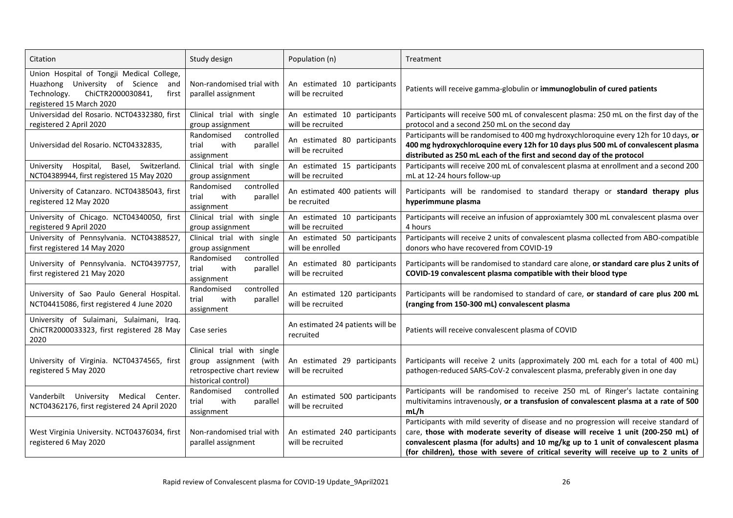| Citation | Study design | Population (n) | Treatment |
|---|---|---|---|
| Union Hospital of Tongji Medical College, Huazhong University of Science and Technology. ChiCTR2000030841, first registered 15 March 2020 | Non-randomised trial with parallel assignment | An estimated 10 participants will be recruited | Patients will receive gamma-globulin or **immunoglobulin of cured patients** |
| Universidad del Rosario. NCT04332380, first registered 2 April 2020 | Clinical trial with single group assignment | An estimated 10 participants will be recruited | Participants will receive 500 mL of convalescent plasma: 250 mL on the first day of the protocol and a second 250 mL on the second day |
| Universidad del Rosario. NCT04332835, | Randomised controlled trial with parallel assignment | An estimated 80 participants will be recruited | Participants will be randomised to 400 mg hydroxychloroquine every 12h for 10 days, **or 400 mg hydroxychloroquine every 12h for 10 days plus 500 mL of convalescent plasma distributed as 250 mL each of the first and second day of the protocol** |
| University Hospital, Basel, Switzerland. NCT04389944, first registered 15 May 2020 | Clinical trial with single group assignment | An estimated 15 participants will be recruited | Participants will receive 200 mL of convalescent plasma at enrollment and a second 200 mL at 12-24 hours follow-up |
| University of Catanzaro. NCT04385043, first registered 12 May 2020 | Randomised controlled trial with parallel assignment | An estimated 400 patients will be recruited | Participants will be randomised to standard therapy or **standard therapy plus hyperimmune plasma** |
| University of Chicago. NCT04340050, first registered 9 April 2020 | Clinical trial with single group assignment | An estimated 10 participants will be recruited | Participants will receive an infusion of approxiamtely 300 mL convalescent plasma over 4 hours |
| University of Pennsylvania. NCT04388527, first registered 14 May 2020 | Clinical trial with single group assignment | An estimated 50 participants will be enrolled | Participants will receive 2 units of convalescent plasma collected from ABO-compatible donors who have recovered from COVID-19 |
| University of Pennsylvania. NCT04397757, first registered 21 May 2020 | Randomised controlled trial with parallel assignment | An estimated 80 participants will be recruited | Participants will be randomised to standard care alone, **or standard care plus 2 units of COVID-19 convalescent plasma compatible with their blood type** |
| University of Sao Paulo General Hospital. NCT04415086, first registered 4 June 2020 | Randomised controlled trial with parallel assignment | An estimated 120 participants will be recruited | Participants will be randomised to standard of care, **or standard of care plus 200 mL (ranging from 150-300 mL) convalescent plasma** |
| University of Sulaimani, Sulaimani, Iraq. ChiCTR2000033323, first registered 28 May 2020 | Case series | An estimated 24 patients will be recruited | Patients will receive convalescent plasma of COVID |
| University of Virginia. NCT04374565, first registered 5 May 2020 | Clinical trial with single group assignment (with retrospective chart review historical control) | An estimated 29 participants will be recruited | Participants will receive 2 units (approximately 200 mL each for a total of 400 mL) pathogen-reduced SARS-CoV-2 convalescent plasma, preferably given in one day |
| Vanderbilt University Medical Center. NCT04362176, first registered 24 April 2020 | Randomised controlled trial with parallel assignment | An estimated 500 participants will be recruited | Participants will be randomised to receive 250 mL of Ringer's lactate containing multivitamins intravenously, **or a transfusion of convalescent plasma at a rate of 500 mL/h** |
| West Virginia University. NCT04376034, first registered 6 May 2020 | Non-randomised trial with parallel assignment | An estimated 240 participants will be recruited | Participants with mild severity of disease and no progression will receive standard of care, **those with moderate severity of disease will receive 1 unit (200-250 mL) of convalescent plasma (for adults) and 10 mg/kg up to 1 unit of convalescent plasma (for children), those with severe of critical severity will receive up to 2 units of** |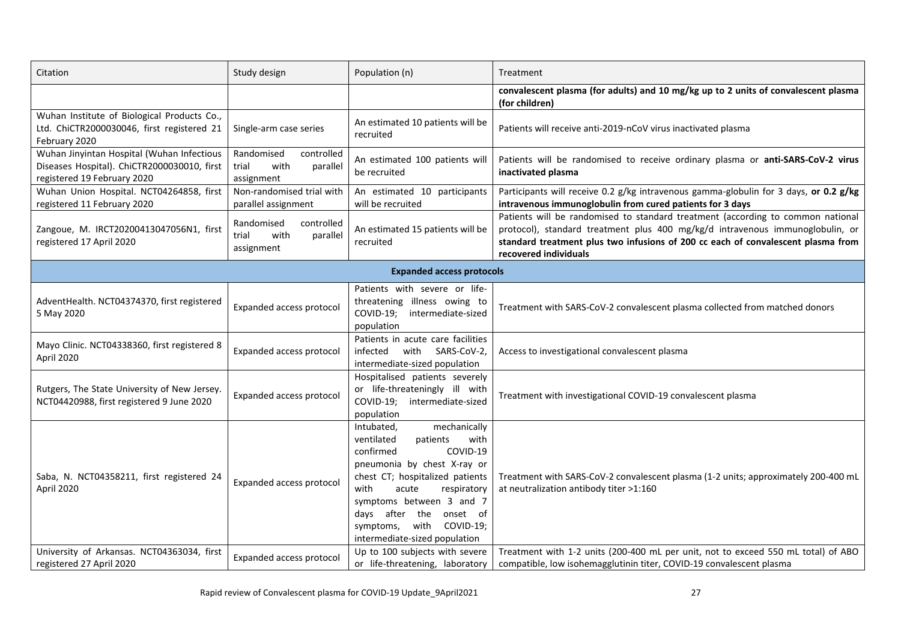| Citation | Study design | Population (n) | Treatment |
| --- | --- | --- | --- |
| | | | **convalescent plasma (for adults) and 10 mg/kg up to 2 units of convalescent plasma (for children)** |
| Wuhan Institute of Biological Products Co., Ltd. ChiCTR2000030046, first registered 21 February 2020 | Single-arm case series | An estimated 10 patients will be recruited | Patients will receive anti-2019-nCoV virus inactivated plasma |
| Wuhan Jinyintan Hospital (Wuhan Infectious Diseases Hospital). ChiCTR2000030010, first registered 19 February 2020 | Randomised controlled trial with parallel assignment | An estimated 100 patients will be recruited | Patients will be randomised to receive ordinary plasma or **anti-SARS-CoV-2 virus inactivated plasma** |
| Wuhan Union Hospital. NCT04264858, first registered 11 February 2020 | Non-randomised trial with parallel assignment | An estimated 10 participants will be recruited | Participants will receive 0.2 g/kg intravenous gamma-globulin for 3 days, **or 0.2 g/kg intravenous immunoglobulin from cured patients for 3 days** |
| Zangoue, M. IRCT20200413047056N1, first registered 17 April 2020 | Randomised controlled trial with parallel assignment | An estimated 15 patients will be recruited | Patients will be randomised to standard treatment (according to common national protocol), standard treatment plus 400 mg/kg/d intravenous immunoglobulin, or **standard treatment plus two infusions of 200 cc each of convalescent plasma from recovered individuals** |
| **Expanded access protocols** | | | |
| AdventHealth. NCT04374370, first registered 5 May 2020 | Expanded access protocol | Patients with severe or life-threatening illness owing to COVID-19; intermediate-sized population | Treatment with SARS-CoV-2 convalescent plasma collected from matched donors |
| Mayo Clinic. NCT04338360, first registered 8 April 2020 | Expanded access protocol | Patients in acute care facilities infected with SARS-CoV-2, intermediate-sized population | Access to investigational convalescent plasma |
| Rutgers, The State University of New Jersey. NCT04420988, first registered 9 June 2020 | Expanded access protocol | Hospitalised patients severely or life-threateningly ill with COVID-19; intermediate-sized population | Treatment with investigational COVID-19 convalescent plasma |
| Saba, N. NCT04358211, first registered 24 April 2020 | Expanded access protocol | Intubated, mechanically ventilated patients with confirmed COVID-19 pneumonia by chest X-ray or chest CT; hospitalized patients with acute respiratory symptoms between 3 and 7 days after the onset of symptoms, with COVID-19; intermediate-sized population | Treatment with SARS-CoV-2 convalescent plasma (1-2 units; approximately 200-400 mL at neutralization antibody titer >1:160 |
| University of Arkansas. NCT04363034, first registered 27 April 2020 | Expanded access protocol | Up to 100 subjects with severe or life-threatening, laboratory | Treatment with 1-2 units (200-400 mL per unit, not to exceed 550 mL total) of ABO compatible, low isohemagglutinin titer, COVID-19 convalescent plasma |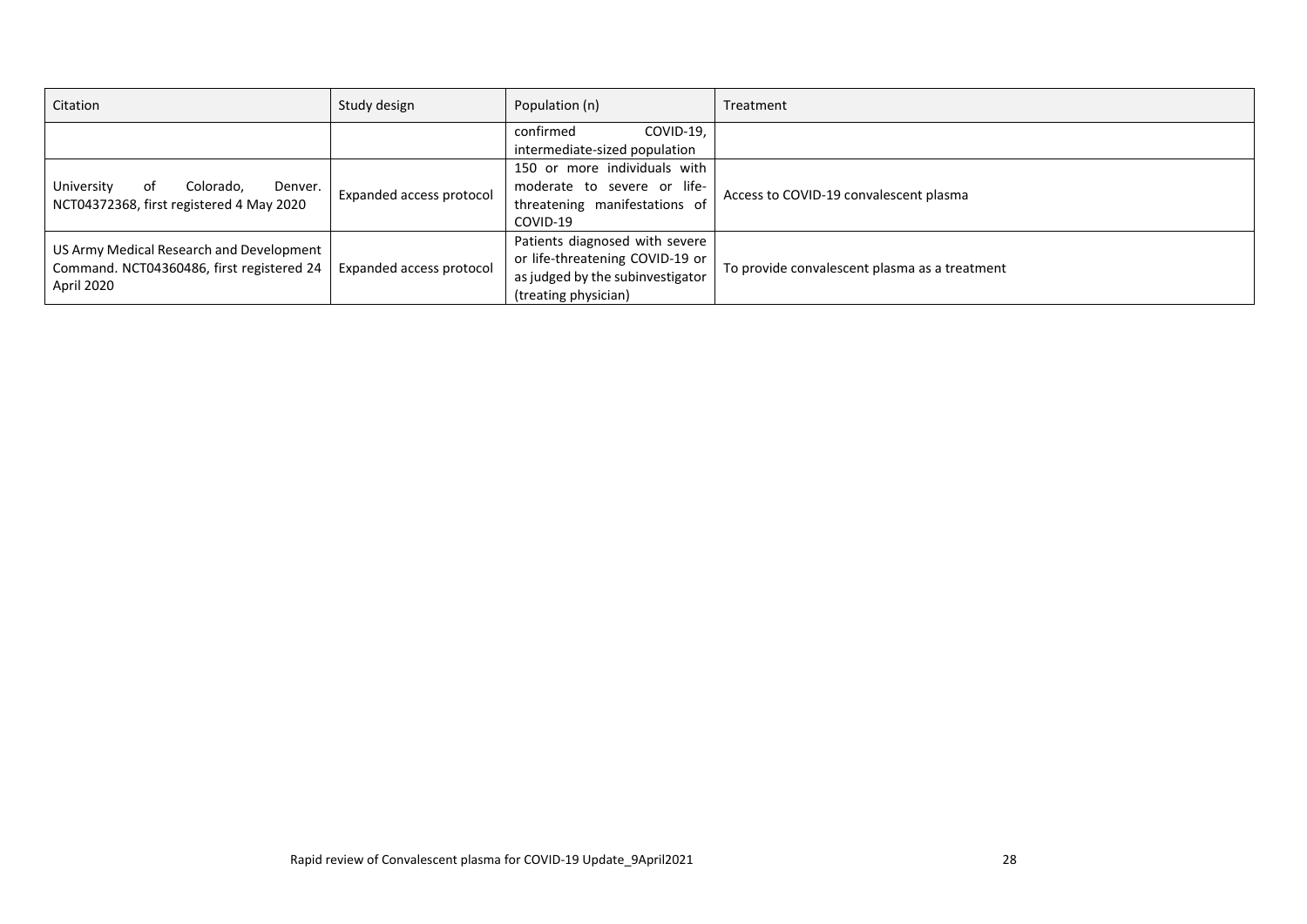| Citation | Study design | Population (n) | Treatment |
|---|---|---|---|
| | | confirmed COVID-19, intermediate-sized population | |
| University of Colorado, Denver. NCT04372368, first registered 4 May 2020 | Expanded access protocol | 150 or more individuals with moderate to severe or life-threatening manifestations of COVID-19 | Access to COVID-19 convalescent plasma |
| US Army Medical Research and Development Command. NCT04360486, first registered 24 April 2020 | Expanded access protocol | Patients diagnosed with severe or life-threatening COVID-19 or as judged by the subinvestigator (treating physician) | To provide convalescent plasma as a treatment |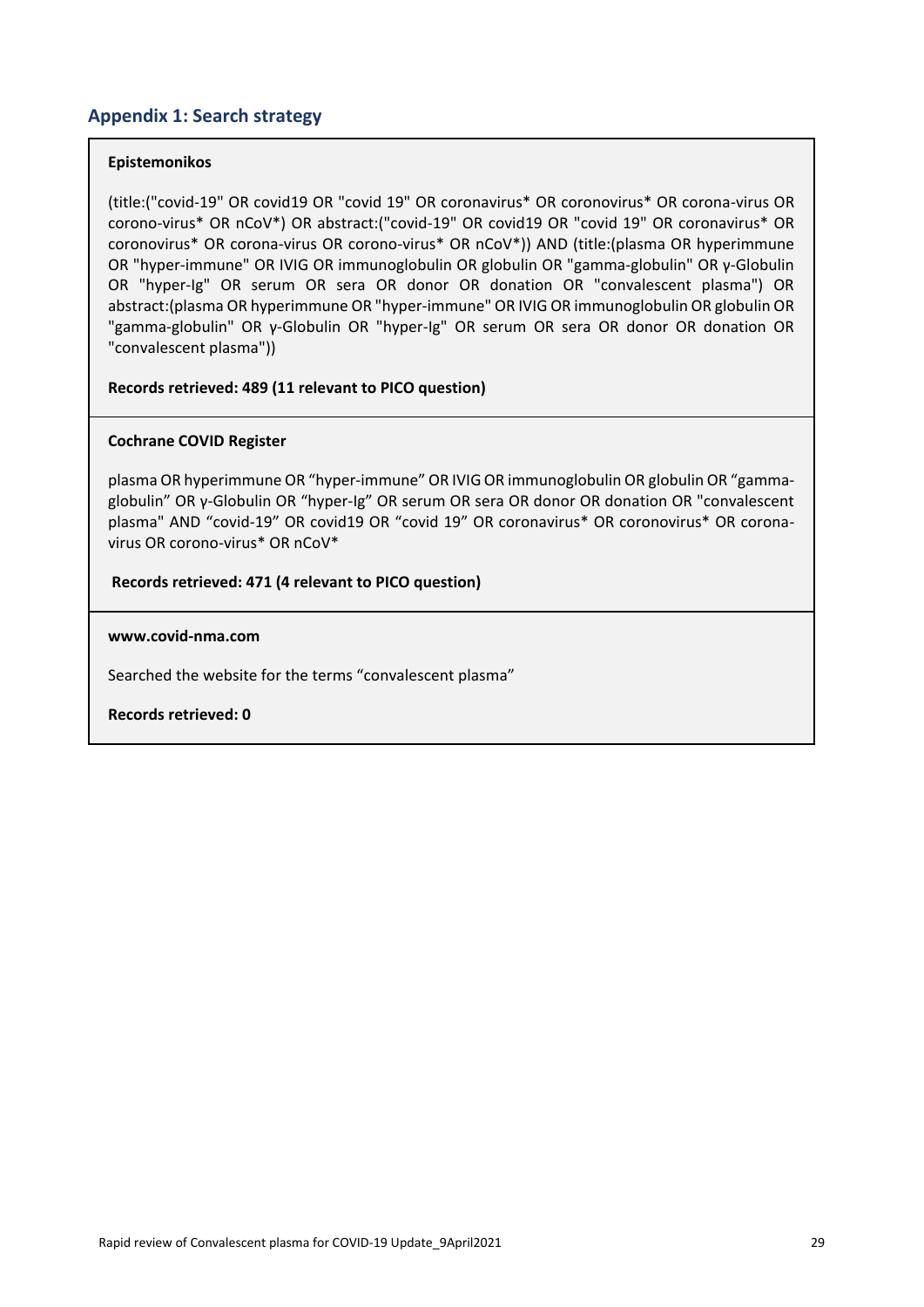## Appendix 1: Search strategy

**Epistemonikos**

(title:("covid-19" OR covid19 OR "covid 19" OR coronavirus* OR coronovirus* OR corona-virus OR corono-virus* OR nCoV*) OR abstract:("covid-19" OR covid19 OR "covid 19" OR coronavirus* OR coronovirus* OR corona-virus OR corono-virus* OR nCoV*)) AND (title:(plasma OR hyperimmune OR "hyper-immune" OR IVIG OR immunoglobulin OR globulin OR "gamma-globulin" OR γ-Globulin OR "hyper-Ig" OR serum OR sera OR donor OR donation OR "convalescent plasma") OR abstract:(plasma OR hyperimmune OR "hyper-immune" OR IVIG OR immunoglobulin OR globulin OR "gamma-globulin" OR γ-Globulin OR "hyper-Ig" OR serum OR sera OR donor OR donation OR "convalescent plasma"))

**Records retrieved: 489 (11 relevant to PICO question)**

**Cochrane COVID Register**

plasma OR hyperimmune OR “hyper-immune” OR IVIG OR immunoglobulin OR globulin OR “gamma-globulin” OR γ-Globulin OR “hyper-Ig” OR serum OR sera OR donor OR donation OR "convalescent plasma" AND “covid-19” OR covid19 OR “covid 19” OR coronavirus* OR coronovirus* OR corona-virus OR corono-virus* OR nCoV*

**Records retrieved: 471 (4 relevant to PICO question)**

**www.covid-nma.com**

Searched the website for the terms “convalescent plasma”

**Records retrieved: 0**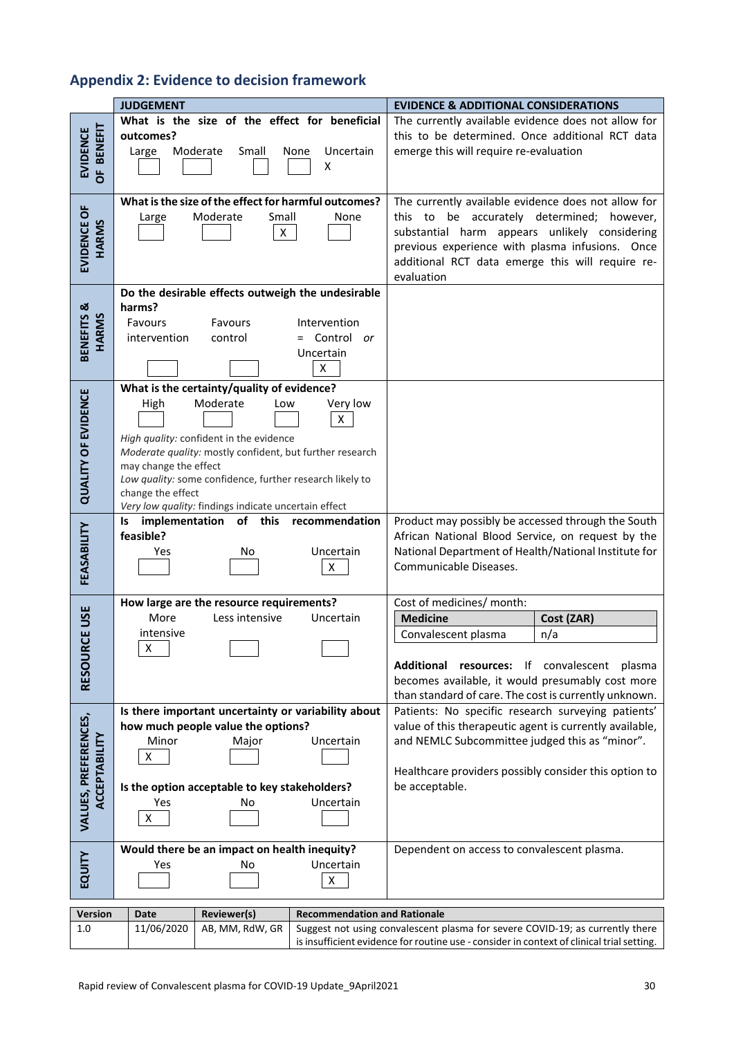## Appendix 2: Evidence to decision framework

| | JUDGEMENT | EVIDENCE & ADDITIONAL CONSIDERATIONS |
|---|---|---|
| **EVIDENCE OF BENEFIT** | **What is the size of the effect for beneficial outcomes?**<br>Large [ ] Moderate [ ] Small [ ] None [ ] Uncertain [X] | The currently available evidence does not allow for this to be determined. Once additional RCT data emerge this will require re-evaluation |
| **EVIDENCE OF HARMS** | **What is the size of the effect for harmful outcomes?**<br>Large [ ] Moderate [ ] Small [X] None [ ] | The currently available evidence does not allow for this to be accurately determined; however, substantial harm appears unlikely considering previous experience with plasma infusions. Once additional RCT data emerge this will require re-evaluation |
| **BENEFITS & HARMS** | **Do the desirable effects outweigh the undesirable harms?**<br>Favours intervention [ ] Favours control [ ] Intervention = Control *or* Uncertain [X] | |
| **QUALITY OF EVIDENCE** | **What is the certainty/quality of evidence?**<br>High [ ] Moderate [ ] Low [ ] Very low [X]<br>*High quality:* confident in the evidence<br>*Moderate quality:* mostly confident, but further research may change the effect<br>*Low quality:* some confidence, further research likely to change the effect<br>*Very low quality:* findings indicate uncertain effect | |
| **FEASABILITY** | **Is implementation of this recommendation feasible?**<br>Yes [ ] No [ ] Uncertain [X] | Product may possibly be accessed through the South African National Blood Service, on request by the National Department of Health/National Institute for Communicable Diseases. |
| **RESOURCE USE** | **How large are the resource requirements?**<br>More intensive [X] Less intensive [ ] Uncertain [ ] | Cost of medicines/ month:<br>**Medicine**: Convalescent plasma — **Cost (ZAR)**: n/a<br><br>**Additional resources:** If convalescent plasma becomes available, it would presumably cost more than standard of care. The cost is currently unknown. |
| **VALUES, PREFERENCES, ACCEPTABILITY** | **Is there important uncertainty or variability about how much people value the options?**<br>Minor [X] Major [ ] Uncertain [ ]<br><br>**Is the option acceptable to key stakeholders?**<br>Yes [X] No [ ] Uncertain [ ] | Patients: No specific research surveying patients' value of this therapeutic agent is currently available, and NEMLC Subcommittee judged this as "minor".<br><br>Healthcare providers possibly consider this option to be acceptable. |
| **EQUITY** | **Would there be an impact on health inequity?**<br>Yes [ ] No [ ] Uncertain [X] | Dependent on access to convalescent plasma. |

| Version | Date | Reviewer(s) | Recommendation and Rationale |
|---|---|---|---|
| 1.0 | 11/06/2020 | AB, MM, RdW, GR | Suggest not using convalescent plasma for severe COVID-19; as currently there is insufficient evidence for routine use - consider in context of clinical trial setting. |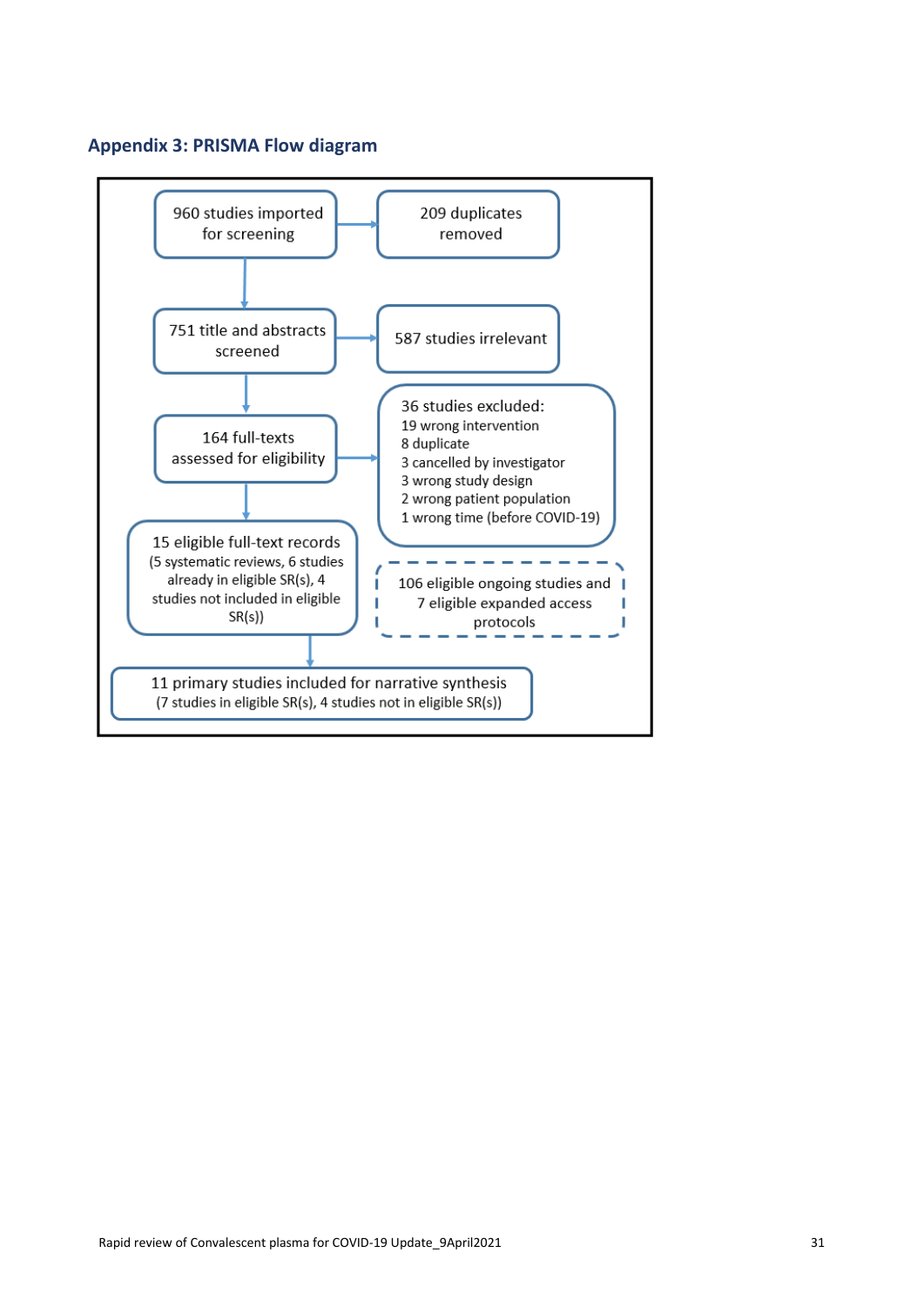## Appendix 3: PRISMA Flow diagram

960 studies imported for screening → 209 duplicates removed

751 title and abstracts screened → 587 studies irrelevant

164 full-texts assessed for eligibility → 36 studies excluded:
- 19 wrong intervention
- 8 duplicate
- 3 cancelled by investigator
- 3 wrong study design
- 2 wrong patient population
- 1 wrong time (before COVID-19)

15 eligible full-text records (5 systematic reviews, 6 studies already in eligible SR(s), 4 studies not included in eligible SR(s))

106 eligible ongoing studies and 7 eligible expanded access protocols

11 primary studies included for narrative synthesis (7 studies in eligible SR(s), 4 studies not in eligible SR(s))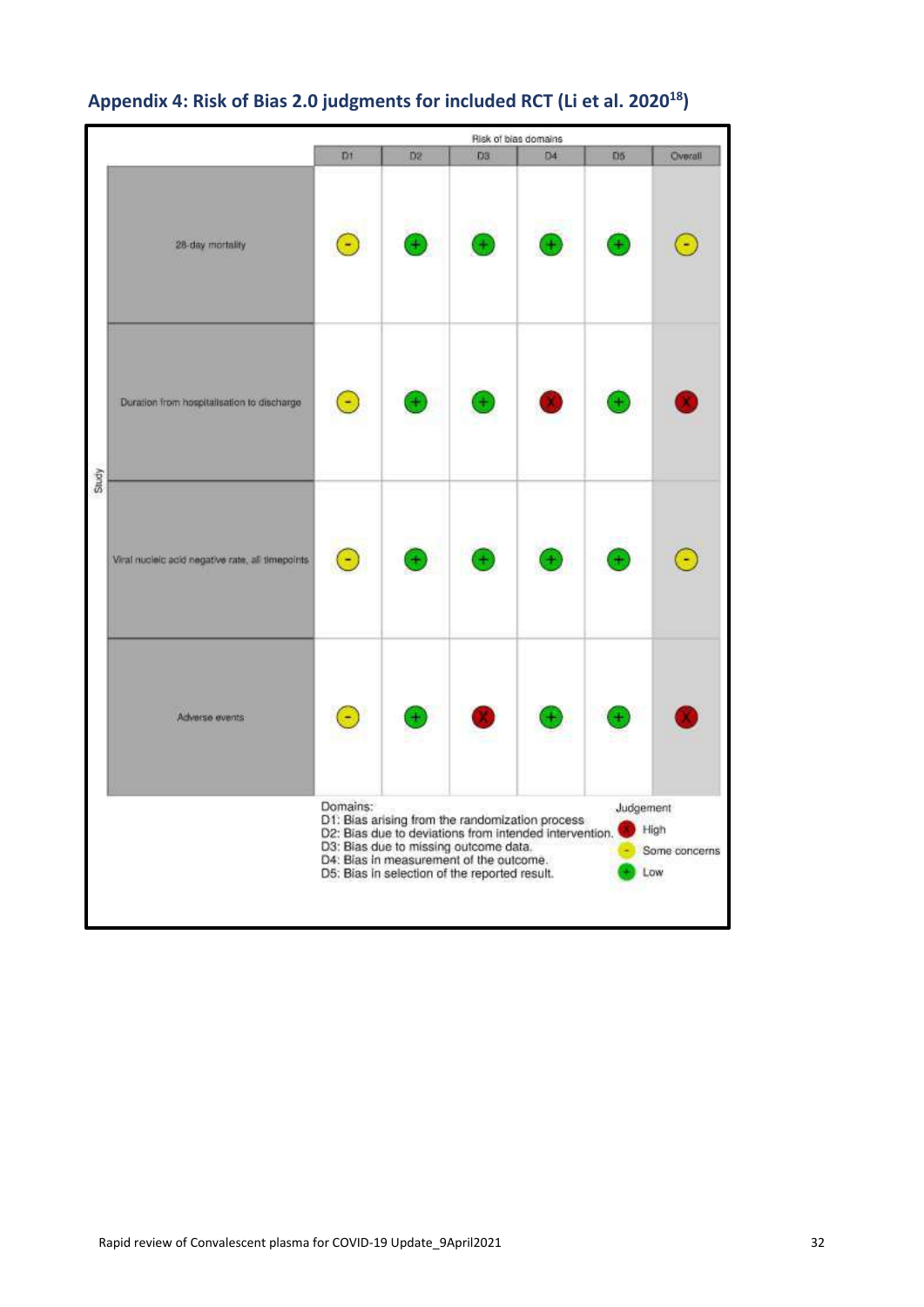## Appendix 4: Risk of Bias 2.0 judgments for included RCT (Li et al. 2020[18])

Risk of bias domains

| Study | D1 | D2 | D3 | D4 | D5 | Overall |
|---|---|---|---|---|---|---|
| 28-day mortality | - | + | + | + | + | - |
| Duration from hospitalisation to discharge | - | + | + | X | + | X |
| Viral nucleic acid negative rate, all timepoints | - | + | + | + | + | - |
| Adverse events | - | + | X | + | + | X |

Domains:
D1: Bias arising from the randomization process.
D2: Bias due to deviations from intended intervention.
D3: Bias due to missing outcome data.
D4: Bias in measurement of the outcome.
D5: Bias in selection of the reported result.

Judgement
X High
- Some concerns
+ Low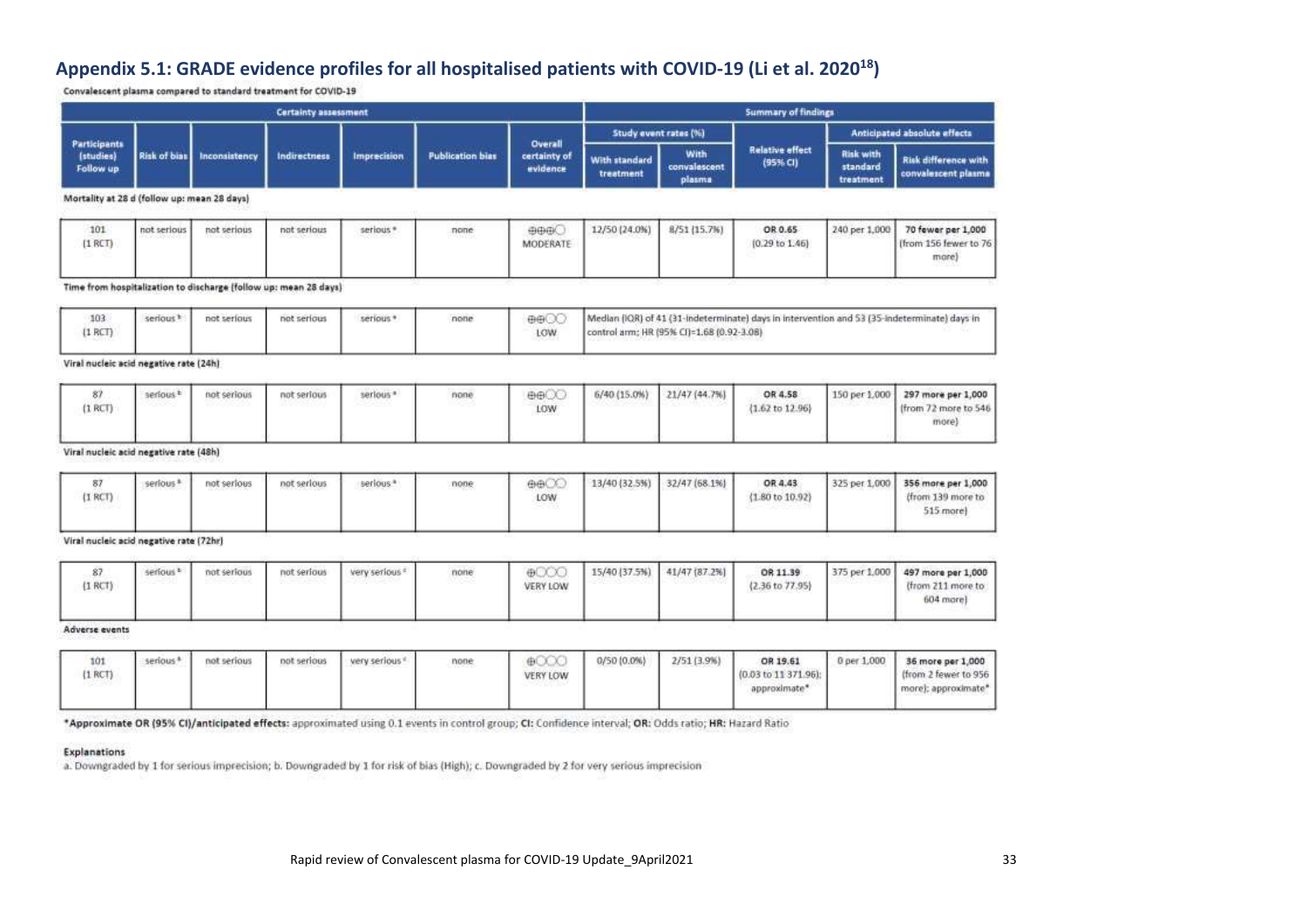## Appendix 5.1: GRADE evidence profiles for all hospitalised patients with COVID-19 (Li et al. 2020[18])

Convalescent plasma compared to standard treatment for COVID-19

| Certainty assessment | | | | | | | Summary of findings | | | | |
|---|---|---|---|---|---|---|---|---|---|---|---|
| Participants (studies) Follow up | Risk of bias | Inconsistency | Indirectness | Imprecision | Publication bias | Overall certainty of evidence | Study event rates (%) | | Relative effect (95% CI) | Anticipated absolute effects | |
| | | | | | | | With standard treatment | With convalescent plasma | | Risk with standard treatment | Risk difference with convalescent plasma |
| **Mortality at 28 d (follow up: mean 28 days)** | | | | | | | | | | | |
| 101 (1 RCT) | not serious | not serious | not serious | serious [a] | none | ⊕⊕⊕◯ MODERATE | 12/50 (24.0%) | 8/51 (15.7%) | **OR 0.65** (0.29 to 1.46) | 240 per 1,000 | **70 fewer per 1,000** (from 156 fewer to 76 more) |
| **Time from hospitalization to discharge (follow up: mean 28 days)** | | | | | | | | | | | |
| 103 (1 RCT) | serious [b] | not serious | not serious | serious [a] | none | ⊕⊕◯◯ LOW | Median (IQR) of 41 (31-indeterminate) days in intervention and 53 (35-indeterminate) days in control arm; HR (95% CI)=1.68 (0.92-3.08) | | | | |
| **Viral nucleic acid negative rate (24h)** | | | | | | | | | | | |
| 87 (1 RCT) | serious [b] | not serious | not serious | serious [a] | none | ⊕⊕◯◯ LOW | 6/40 (15.0%) | 21/47 (44.7%) | **OR 4.58** (1.62 to 12.96) | 150 per 1,000 | **297 more per 1,000** (from 72 more to 546 more) |
| **Viral nucleic acid negative rate (48h)** | | | | | | | | | | | |
| 87 (1 RCT) | serious [b] | not serious | not serious | serious [a] | none | ⊕⊕◯◯ LOW | 13/40 (32.5%) | 32/47 (68.1%) | **OR 4.43** (1.80 to 10.92) | 325 per 1,000 | **356 more per 1,000** (from 139 more to 515 more) |
| **Viral nucleic acid negative rate (72hr)** | | | | | | | | | | | |
| 87 (1 RCT) | serious [b] | not serious | not serious | very serious [c] | none | ⊕◯◯◯ VERY LOW | 15/40 (37.5%) | 41/47 (87.2%) | **OR 11.39** (2.36 to 77.95) | 375 per 1,000 | **497 more per 1,000** (from 211 more to 604 more) |
| **Adverse events** | | | | | | | | | | | |
| 101 (1 RCT) | serious [a] | not serious | not serious | very serious [c] | none | ⊕◯◯◯ VERY LOW | 0/50 (0.0%) | 2/51 (3.9%) | **OR 19.61** (0.03 to 11 371.96); approximate* | 0 per 1,000 | **36 more per 1,000** (from 2 fewer to 956 more); approximate* |

***Approximate OR (95% CI)/anticipated effects:** approximated using 0.1 events in control group; **CI:** Confidence interval; **OR:** Odds ratio; **HR:** Hazard Ratio

**Explanations**

a. Downgraded by 1 for serious imprecision; b. Downgraded by 1 for risk of bias (High); c. Downgraded by 2 for very serious imprecision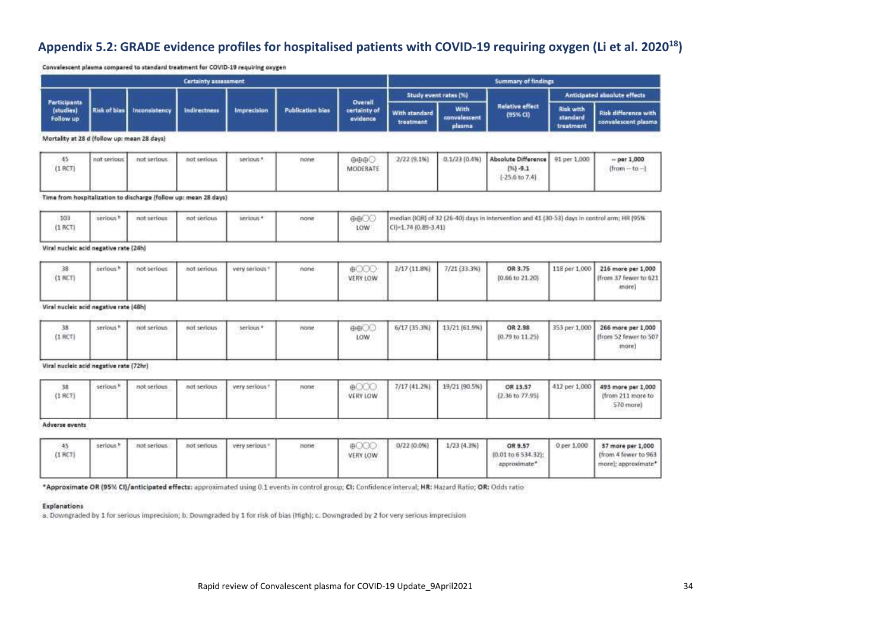## Appendix 5.2: GRADE evidence profiles for hospitalised patients with COVID-19 requiring oxygen (Li et al. 2020[18])

Convalescent plasma compared to standard treatment for COVID-19 requiring oxygen

| Certainty assessment | | | | | | | Summary of findings | | | | |
|---|---|---|---|---|---|---|---|---|---|---|---|
| Participants (studies) Follow up | Risk of bias | Inconsistency | Indirectness | Imprecision | Publication bias | Overall certainty of evidence | Study event rates (%) With standard treatment | Study event rates (%) With convalescent plasma | Relative effect (95% CI) | Anticipated absolute effects: Risk with standard treatment | Anticipated absolute effects: Risk difference with convalescent plasma |
| **Mortality at 28 d (follow up: mean 28 days)** | | | | | | | | | | | |
| 45 (1 RCT) | not serious | not serious | not serious | serious [a] | none | ⊕⊕⊕◯ MODERATE | 2/22 (9.1%) | 0.1/23 (0.4%) | **Absolute Difference (%) -9.1** (-25.6 to 7.4) | 91 per 1,000 | **-- per 1,000** (from -- to --) |
| **Time from hospitalization to discharge (follow up: mean 28 days)** | | | | | | | | | | | |
| 103 (1 RCT) | serious [b] | not serious | not serious | serious [a] | none | ⊕⊕◯◯ LOW | median (IQR) of 32 (26-40) days in intervention and 41 (30-53) days in control arm; HR (95% CI)=1.74 (0.89-3.41) | | | | |
| **Viral nucleic acid negative rate (24h)** | | | | | | | | | | | |
| 38 (1 RCT) | serious [b] | not serious | not serious | very serious [c] | none | ⊕◯◯◯ VERY LOW | 2/17 (11.8%) | 7/21 (33.3%) | **OR 3.75** (0.66 to 21.20) | 118 per 1,000 | **216 more per 1,000** (from 37 fewer to 621 more) |
| **Viral nucleic acid negative rate (48h)** | | | | | | | | | | | |
| 38 (1 RCT) | serious [b] | not serious | not serious | serious [a] | none | ⊕⊕◯◯ LOW | 6/17 (35.3%) | 13/21 (61.9%) | **OR 2.98** (0.79 to 11.25) | 353 per 1,000 | **266 more per 1,000** (from 52 fewer to 507 more) |
| **Viral nucleic acid negative rate (72hr)** | | | | | | | | | | | |
| 38 (1 RCT) | serious [b] | not serious | not serious | very serious [c] | none | ⊕◯◯◯ VERY LOW | 7/17 (41.2%) | 19/21 (90.5%) | **OR 13.57** (2.36 to 77.95) | 412 per 1,000 | **493 more per 1,000** (from 211 more to 570 more) |
| **Adverse events** | | | | | | | | | | | |
| 45 (1 RCT) | serious [b] | not serious | not serious | very serious [c] | none | ⊕◯◯◯ VERY LOW | 0/22 (0.0%) | 1/23 (4.3%) | **OR 9.57** (0.01 to 6 534.32); approximate* | 0 per 1,000 | **37 more per 1,000** (from 4 fewer to 963 more); approximate* |

***Approximate OR (95% CI)/anticipated effects:** approximated using 0.1 events in control group; **CI:** Confidence interval; **HR:** Hazard Ratio; **OR:** Odds ratio

**Explanations**

a. Downgraded by 1 for serious imprecision; b. Downgraded by 1 for risk of bias (High); c. Downgraded by 2 for very serious imprecision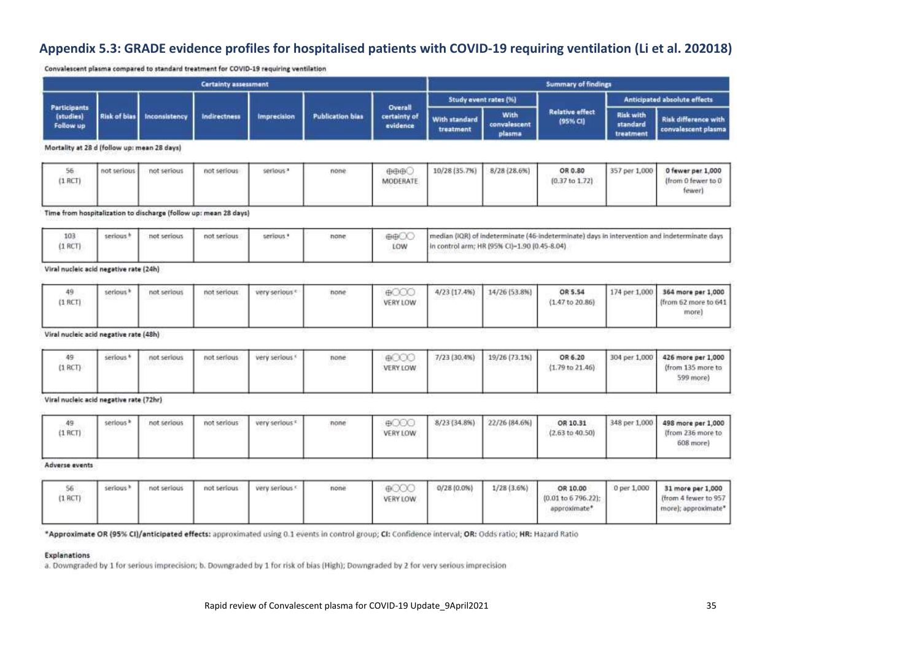## Appendix 5.3: GRADE evidence profiles for hospitalised patients with COVID-19 requiring ventilation (Li et al. 202018)

Convalescent plasma compared to standard treatment for COVID-19 requiring ventilation

| Certainty assessment | | | | | | | Summary of findings | | | | |
|---|---|---|---|---|---|---|---|---|---|---|---|
| Participants (studies) Follow up | Risk of bias | Inconsistency | Indirectness | Imprecision | Publication bias | Overall certainty of evidence | Study event rates (%) With standard treatment | Study event rates (%) With convalescent plasma | Relative effect (95% CI) | Anticipated absolute effects: Risk with standard treatment | Anticipated absolute effects: Risk difference with convalescent plasma |
| **Mortality at 28 d (follow up: mean 28 days)** | | | | | | | | | | | |
| 56 (1 RCT) | not serious | not serious | not serious | serious [a] | none | ⊕⊕⊕◯ MODERATE | 10/28 (35.7%) | 8/28 (28.6%) | OR 0.80 (0.37 to 1.72) | 357 per 1,000 | 0 fewer per 1,000 (from 0 fewer to 0 fewer) |
| **Time from hospitalization to discharge (follow up: mean 28 days)** | | | | | | | | | | | |
| 103 (1 RCT) | serious [b] | not serious | not serious | serious [a] | none | ⊕⊕◯◯ LOW | median (IQR) of indeterminate (46-indeterminate) days in intervention and indeterminate days in control arm; HR (95% CI)=1.90 (0.45-8.04) | | | | |
| **Viral nucleic acid negative rate (24h)** | | | | | | | | | | | |
| 49 (1 RCT) | serious [b] | not serious | not serious | very serious [c] | none | ⊕◯◯◯ VERY LOW | 4/23 (17.4%) | 14/26 (53.8%) | OR 5.54 (1.47 to 20.86) | 174 per 1,000 | 364 more per 1,000 (from 62 more to 641 more) |
| **Viral nucleic acid negative rate (48h)** | | | | | | | | | | | |
| 49 (1 RCT) | serious [b] | not serious | not serious | very serious [c] | none | ⊕◯◯◯ VERY LOW | 7/23 (30.4%) | 19/26 (73.1%) | OR 6.20 (1.79 to 21.46) | 304 per 1,000 | 426 more per 1,000 (from 135 more to 599 more) |
| **Viral nucleic acid negative rate (72hr)** | | | | | | | | | | | |
| 49 (1 RCT) | serious [b] | not serious | not serious | very serious [c] | none | ⊕◯◯◯ VERY LOW | 8/23 (34.8%) | 22/26 (84.6%) | OR 10.31 (2.63 to 40.50) | 348 per 1,000 | 498 more per 1,000 (from 236 more to 608 more) |
| **Adverse events** | | | | | | | | | | | |
| 56 (1 RCT) | serious [b] | not serious | not serious | very serious [c] | none | ⊕◯◯◯ VERY LOW | 0/28 (0.0%) | 1/28 (3.6%) | OR 10.00 (0.01 to 6 796.22); approximate* | 0 per 1,000 | 31 more per 1,000 (from 4 fewer to 957 more); approximate* |

***Approximate OR (95% CI)/anticipated effects:** approximated using 0.1 events in control group; **CI:** Confidence interval; **OR:** Odds ratio; **HR:** Hazard Ratio

**Explanations**

a. Downgraded by 1 for serious imprecision; b. Downgraded by 1 for risk of bias (High); Downgraded by 2 for very serious imprecision